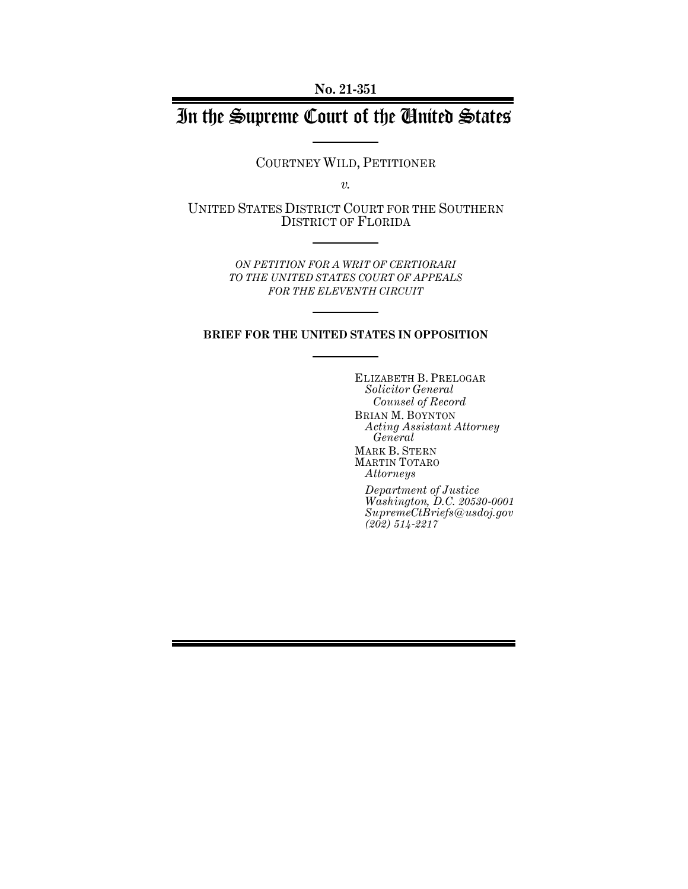**No. 21-351**

# In the Supreme Court of the United States

COURTNEY WILD, PETITIONER

*v.*

UNITED STATES DISTRICT COURT FOR THE SOUTHERN DISTRICT OF FLORIDA

*ON PETITION FOR A WRIT OF CERTIORARI TO THE UNITED STATES COURT OF APPEALS FOR THE ELEVENTH CIRCUIT*

**BRIEF FOR THE UNITED STATES IN OPPOSITION**

ELIZABETH B. PRELOGAR
*Solicitor General*
*Counsel of Record*

BRIAN M. BOYNTON
*Acting Assistant Attorney General*

MARK B. STERN
MARTIN TOTARO
*Attorneys*

*Department of Justice*
*Washington, D.C. 20530-0001*
*SupremeCtBriefs@usdoj.gov*
*(202) 514-2217*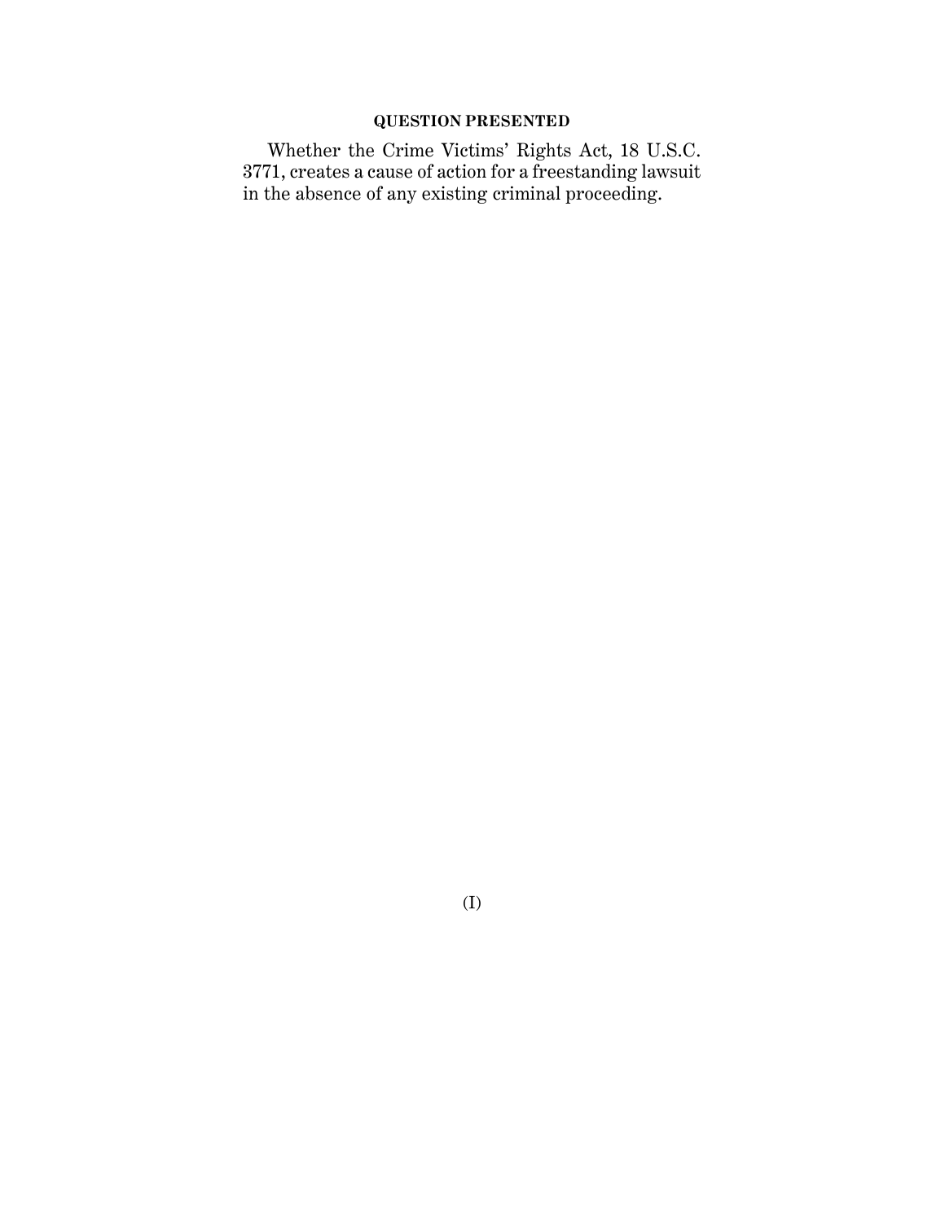## QUESTION PRESENTED

Whether the Crime Victims' Rights Act, 18 U.S.C. 3771, creates a cause of action for a freestanding lawsuit in the absence of any existing criminal proceeding.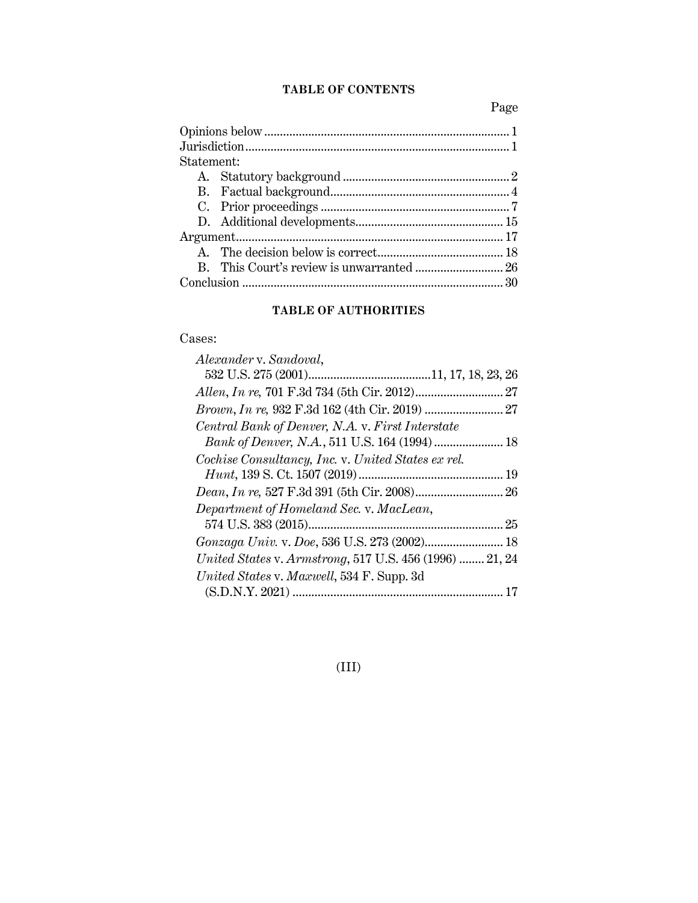## TABLE OF CONTENTS

| | Page |
|---|---|
| Opinions below | 1 |
| Jurisdiction | 1 |
| Statement: | |
| A. Statutory background | 2 |
| B. Factual background | 4 |
| C. Prior proceedings | 7 |
| D. Additional developments | 15 |
| Argument | 17 |
| A. The decision below is correct | 18 |
| B. This Court's review is unwarranted | 26 |
| Conclusion | 30 |

## TABLE OF AUTHORITIES

Cases:

| | |
|---|---|
| *Alexander* v. *Sandoval*, 532 U.S. 275 (2001) | 11, 17, 18, 23, 26 |
| *Allen*, *In re,* 701 F.3d 734 (5th Cir. 2012) | 27 |
| *Brown*, *In re,* 932 F.3d 162 (4th Cir. 2019) | 27 |
| *Central Bank of Denver, N.A.* v. *First Interstate Bank of Denver, N.A.*, 511 U.S. 164 (1994) | 18 |
| *Cochise Consultancy, Inc.* v. *United States ex rel. Hunt*, 139 S. Ct. 1507 (2019) | 19 |
| *Dean*, *In re,* 527 F.3d 391 (5th Cir. 2008) | 26 |
| *Department of Homeland Sec.* v. *MacLean*, 574 U.S. 383 (2015) | 25 |
| *Gonzaga Univ.* v. *Doe*, 536 U.S. 273 (2002) | 18 |
| *United States* v. *Armstrong*, 517 U.S. 456 (1996) | 21, 24 |
| *United States* v. *Maxwell*, 534 F. Supp. 3d (S.D.N.Y. 2021) | 17 |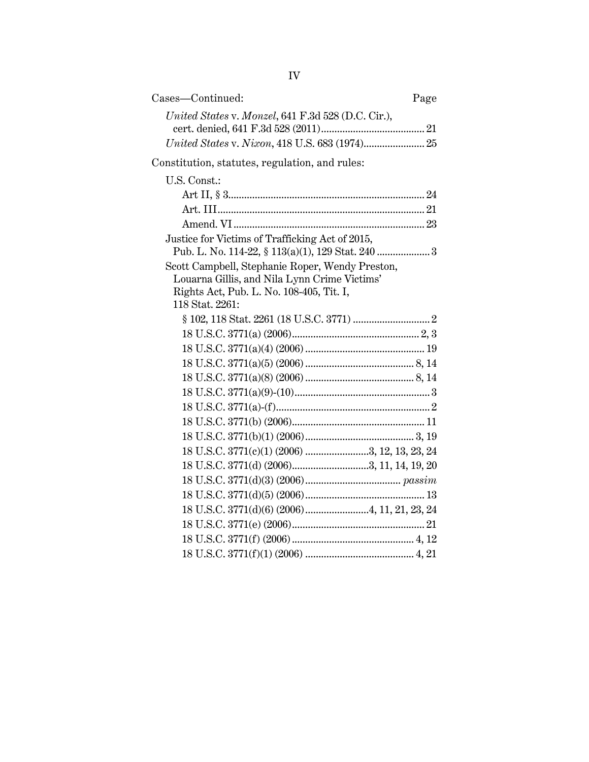Cases—Continued: Page

*United States* v. *Monzel*, 641 F.3d 528 (D.C. Cir.), cert. denied, 641 F.3d 528 (2011) ........ 21

*United States* v. *Nixon*, 418 U.S. 683 (1974) ........ 25

Constitution, statutes, regulation, and rules:

U.S. Const.:

- Art II, § 3 ........ 24
- Art. III ........ 21
- Amend. VI ........ 23

Justice for Victims of Trafficking Act of 2015, Pub. L. No. 114-22, § 113(a)(1), 129 Stat. 240 ........ 3

Scott Campbell, Stephanie Roper, Wendy Preston, Louarna Gillis, and Nila Lynn Crime Victims' Rights Act, Pub. L. No. 108-405, Tit. I, 118 Stat. 2261:

- § 102, 118 Stat. 2261 (18 U.S.C. 3771) ........ 2
- 18 U.S.C. 3771(a) (2006) ........ 2, 3
- 18 U.S.C. 3771(a)(4) (2006) ........ 19
- 18 U.S.C. 3771(a)(5) (2006) ........ 8, 14
- 18 U.S.C. 3771(a)(8) (2006) ........ 8, 14
- 18 U.S.C. 3771(a)(9)-(10) ........ 3
- 18 U.S.C. 3771(a)-(f) ........ 2
- 18 U.S.C. 3771(b) (2006) ........ 11
- 18 U.S.C. 3771(b)(1) (2006) ........ 3, 19
- 18 U.S.C. 3771(c)(1) (2006) ........ 3, 12, 13, 23, 24
- 18 U.S.C. 3771(d) (2006) ........ 3, 11, 14, 19, 20
- 18 U.S.C. 3771(d)(3) (2006) ........ *passim*
- 18 U.S.C. 3771(d)(5) (2006) ........ 13
- 18 U.S.C. 3771(d)(6) (2006) ........ 4, 11, 21, 23, 24
- 18 U.S.C. 3771(e) (2006) ........ 21
- 18 U.S.C. 3771(f) (2006) ........ 4, 12
- 18 U.S.C. 3771(f)(1) (2006) ........ 4, 21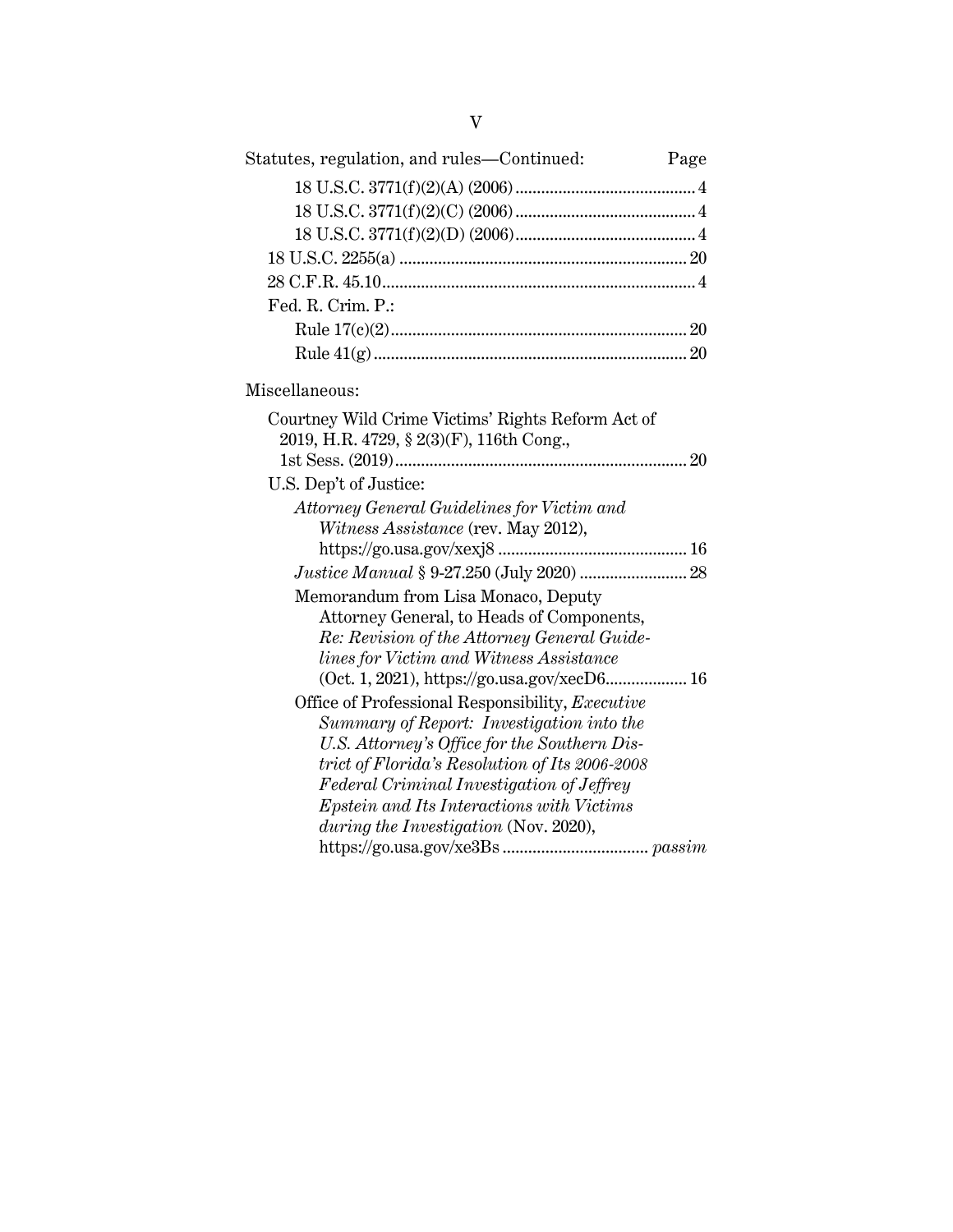Statutes, regulation, and rules—Continued: Page

18 U.S.C. 3771(f)(2)(A) (2006) .......................................... 4

18 U.S.C. 3771(f)(2)(C) (2006) .......................................... 4

18 U.S.C. 3771(f)(2)(D) (2006) .......................................... 4

18 U.S.C. 2255(a) .................................................................. 20

28 C.F.R. 45.10 ........................................................................ 4

Fed. R. Crim. P.:

Rule 17(c)(2) .................................................................... 20

Rule 41(g) ........................................................................ 20

Miscellaneous:

Courtney Wild Crime Victims' Rights Reform Act of 2019, H.R. 4729, § 2(3)(F), 116th Cong., 1st Sess. (2019) ................................................................... 20

U.S. Dep't of Justice:

*Attorney General Guidelines for Victim and Witness Assistance* (rev. May 2012), https://go.usa.gov/xexj8 ............................................ 16

*Justice Manual* § 9-27.250 (July 2020) ......................... 28

Memorandum from Lisa Monaco, Deputy Attorney General, to Heads of Components, *Re: Revision of the Attorney General Guidelines for Victim and Witness Assistance* (Oct. 1, 2021), https://go.usa.gov/xecD6 ................... 16

Office of Professional Responsibility, *Executive Summary of Report: Investigation into the U.S. Attorney's Office for the Southern District of Florida's Resolution of Its 2006-2008 Federal Criminal Investigation of Jeffrey Epstein and Its Interactions with Victims during the Investigation* (Nov. 2020), https://go.usa.gov/xe3Bs .................................. *passim*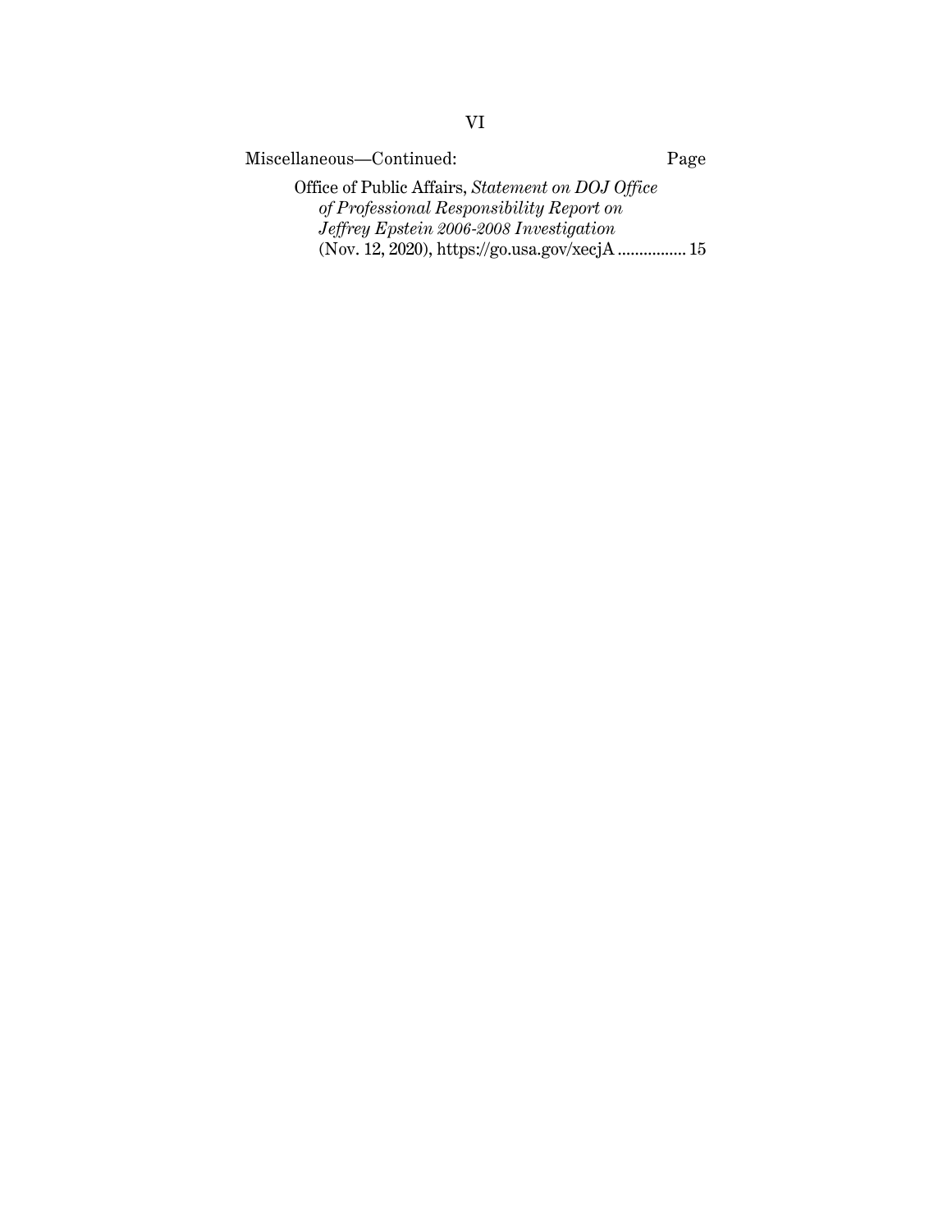Miscellaneous—Continued: Page

Office of Public Affairs, *Statement on DOJ Office of Professional Responsibility Report on Jeffrey Epstein 2006-2008 Investigation* (Nov. 12, 2020), https://go.usa.gov/xecjA ................ 15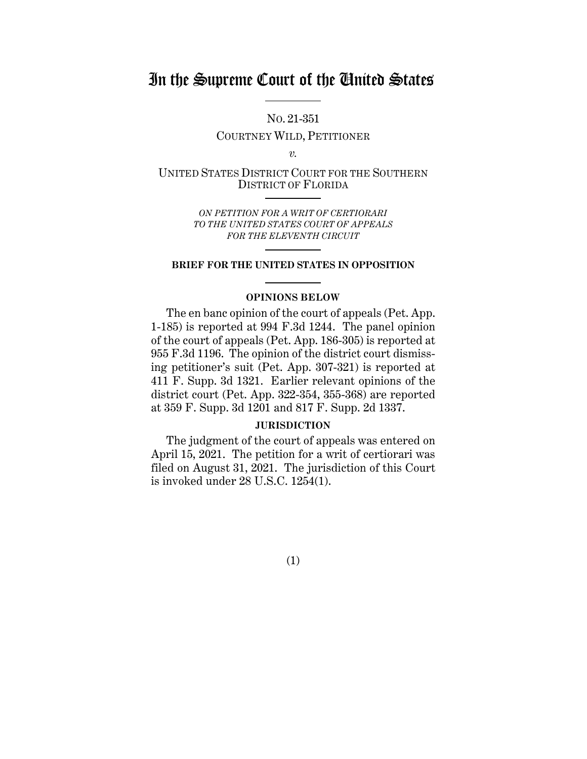# In the Supreme Court of the United States

No. 21-351

COURTNEY WILD, PETITIONER

*v.*

UNITED STATES DISTRICT COURT FOR THE SOUTHERN DISTRICT OF FLORIDA

*ON PETITION FOR A WRIT OF CERTIORARI TO THE UNITED STATES COURT OF APPEALS FOR THE ELEVENTH CIRCUIT*

**BRIEF FOR THE UNITED STATES IN OPPOSITION**

**OPINIONS BELOW**

The en banc opinion of the court of appeals (Pet. App. 1-185) is reported at 994 F.3d 1244. The panel opinion of the court of appeals (Pet. App. 186-305) is reported at 955 F.3d 1196. The opinion of the district court dismissing petitioner's suit (Pet. App. 307-321) is reported at 411 F. Supp. 3d 1321. Earlier relevant opinions of the district court (Pet. App. 322-354, 355-368) are reported at 359 F. Supp. 3d 1201 and 817 F. Supp. 2d 1337.

**JURISDICTION**

The judgment of the court of appeals was entered on April 15, 2021. The petition for a writ of certiorari was filed on August 31, 2021. The jurisdiction of this Court is invoked under 28 U.S.C. 1254(1).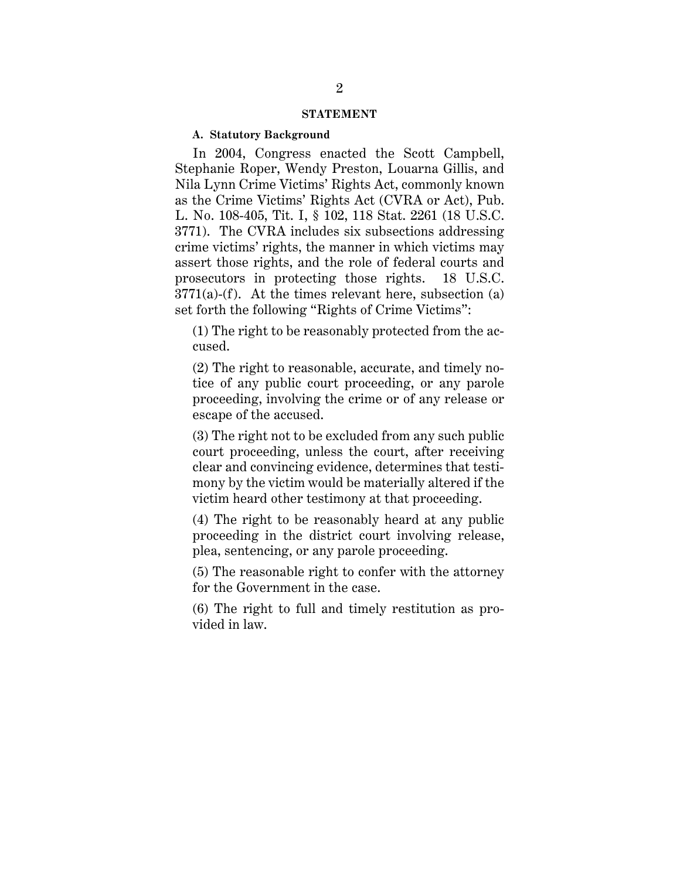## STATEMENT

### A. Statutory Background

In 2004, Congress enacted the Scott Campbell, Stephanie Roper, Wendy Preston, Louarna Gillis, and Nila Lynn Crime Victims' Rights Act, commonly known as the Crime Victims' Rights Act (CVRA or Act), Pub. L. No. 108-405, Tit. I, § 102, 118 Stat. 2261 (18 U.S.C. 3771). The CVRA includes six subsections addressing crime victims' rights, the manner in which victims may assert those rights, and the role of federal courts and prosecutors in protecting those rights. 18 U.S.C. 3771(a)-(f). At the times relevant here, subsection (a) set forth the following "Rights of Crime Victims":

> (1) The right to be reasonably protected from the accused.
>
> (2) The right to reasonable, accurate, and timely notice of any public court proceeding, or any parole proceeding, involving the crime or of any release or escape of the accused.
>
> (3) The right not to be excluded from any such public court proceeding, unless the court, after receiving clear and convincing evidence, determines that testimony by the victim would be materially altered if the victim heard other testimony at that proceeding.
>
> (4) The right to be reasonably heard at any public proceeding in the district court involving release, plea, sentencing, or any parole proceeding.
>
> (5) The reasonable right to confer with the attorney for the Government in the case.
>
> (6) The right to full and timely restitution as provided in law.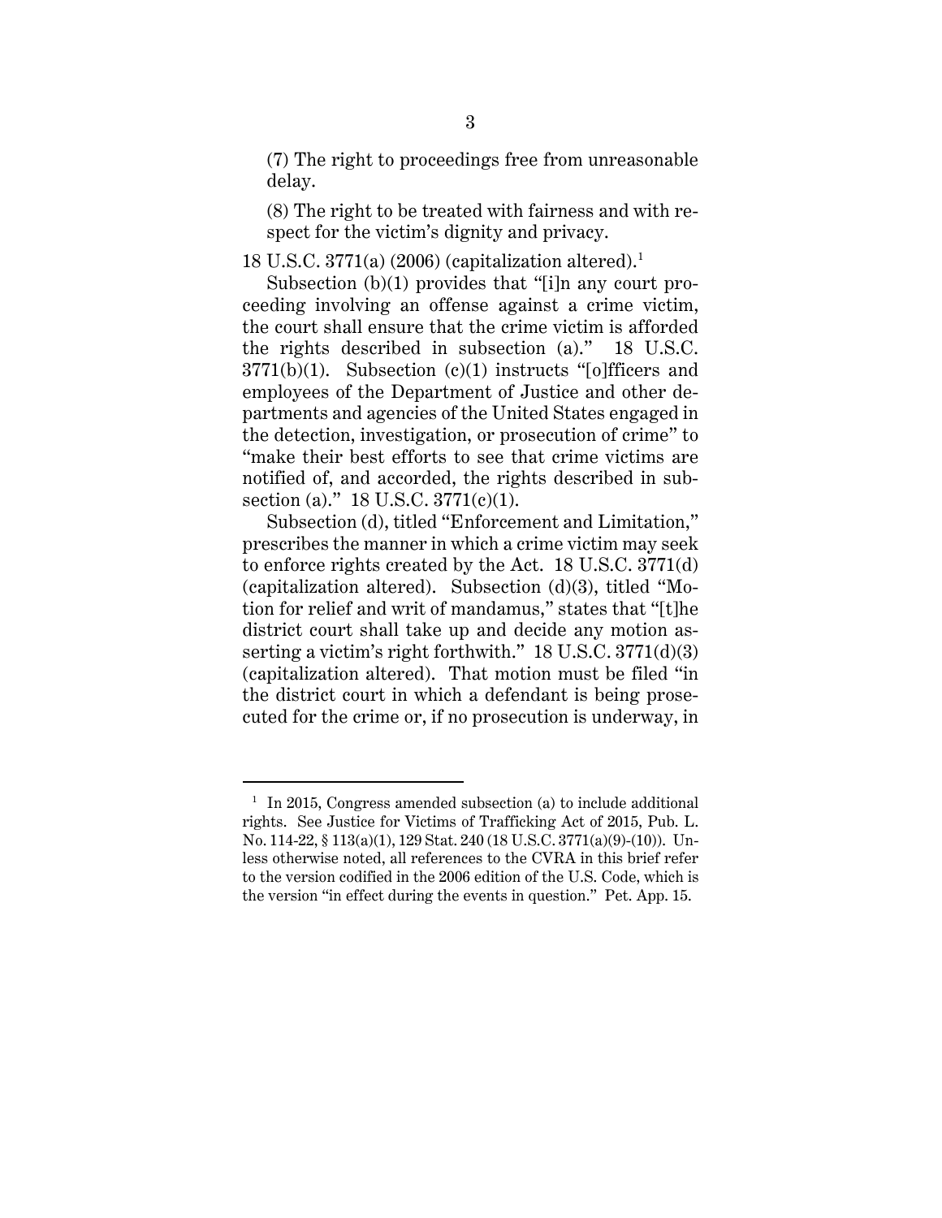(7) The right to proceedings free from unreasonable delay.

(8) The right to be treated with fairness and with respect for the victim's dignity and privacy.

18 U.S.C. 3771(a) (2006) (capitalization altered).[1]

Subsection (b)(1) provides that "[i]n any court proceeding involving an offense against a crime victim, the court shall ensure that the crime victim is afforded the rights described in subsection (a)." 18 U.S.C. 3771(b)(1). Subsection (c)(1) instructs "[o]fficers and employees of the Department of Justice and other departments and agencies of the United States engaged in the detection, investigation, or prosecution of crime" to "make their best efforts to see that crime victims are notified of, and accorded, the rights described in subsection (a)." 18 U.S.C. 3771(c)(1).

Subsection (d), titled "Enforcement and Limitation," prescribes the manner in which a crime victim may seek to enforce rights created by the Act. 18 U.S.C. 3771(d) (capitalization altered). Subsection (d)(3), titled "Motion for relief and writ of mandamus," states that "[t]he district court shall take up and decide any motion asserting a victim's right forthwith." 18 U.S.C. 3771(d)(3) (capitalization altered). That motion must be filed "in the district court in which a defendant is being prosecuted for the crime or, if no prosecution is underway, in

---

[1] In 2015, Congress amended subsection (a) to include additional rights. See Justice for Victims of Trafficking Act of 2015, Pub. L. No. 114-22, § 113(a)(1), 129 Stat. 240 (18 U.S.C. 3771(a)(9)-(10)). Unless otherwise noted, all references to the CVRA in this brief refer to the version codified in the 2006 edition of the U.S. Code, which is the version "in effect during the events in question." Pet. App. 15.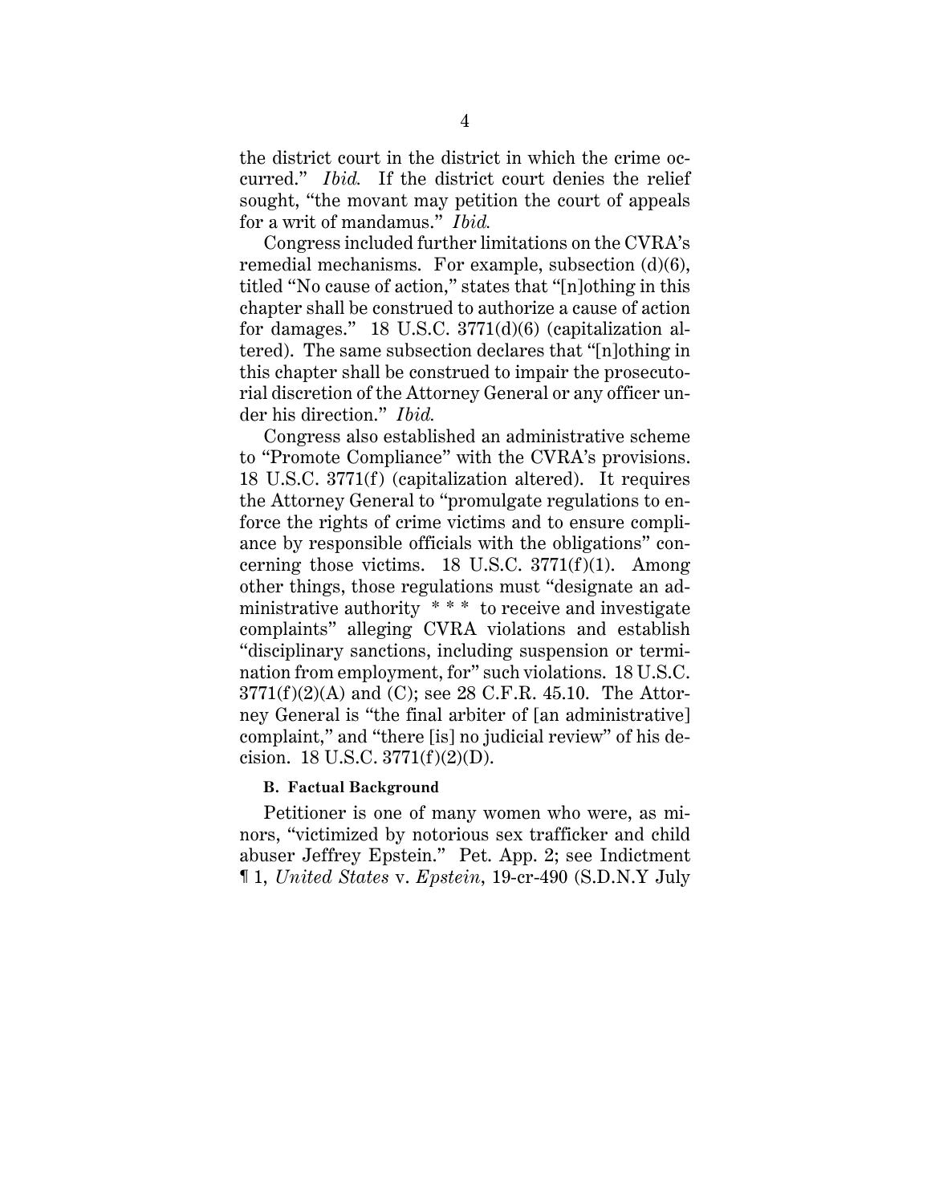the district court in the district in which the crime occurred." *Ibid.* If the district court denies the relief sought, "the movant may petition the court of appeals for a writ of mandamus." *Ibid.*

Congress included further limitations on the CVRA's remedial mechanisms. For example, subsection (d)(6), titled "No cause of action," states that "[n]othing in this chapter shall be construed to authorize a cause of action for damages." 18 U.S.C. 3771(d)(6) (capitalization altered). The same subsection declares that "[n]othing in this chapter shall be construed to impair the prosecutorial discretion of the Attorney General or any officer under his direction." *Ibid.*

Congress also established an administrative scheme to "Promote Compliance" with the CVRA's provisions. 18 U.S.C. 3771(f) (capitalization altered). It requires the Attorney General to "promulgate regulations to enforce the rights of crime victims and to ensure compliance by responsible officials with the obligations" concerning those victims. 18 U.S.C. 3771(f)(1). Among other things, those regulations must "designate an administrative authority * * * to receive and investigate complaints" alleging CVRA violations and establish "disciplinary sanctions, including suspension or termination from employment, for" such violations. 18 U.S.C. 3771(f)(2)(A) and (C); see 28 C.F.R. 45.10. The Attorney General is "the final arbiter of [an administrative] complaint," and "there [is] no judicial review" of his decision. 18 U.S.C. 3771(f)(2)(D).

**B. Factual Background**

Petitioner is one of many women who were, as minors, "victimized by notorious sex trafficker and child abuser Jeffrey Epstein." Pet. App. 2; see Indictment ¶ 1, *United States* v. *Epstein*, 19-cr-490 (S.D.N.Y July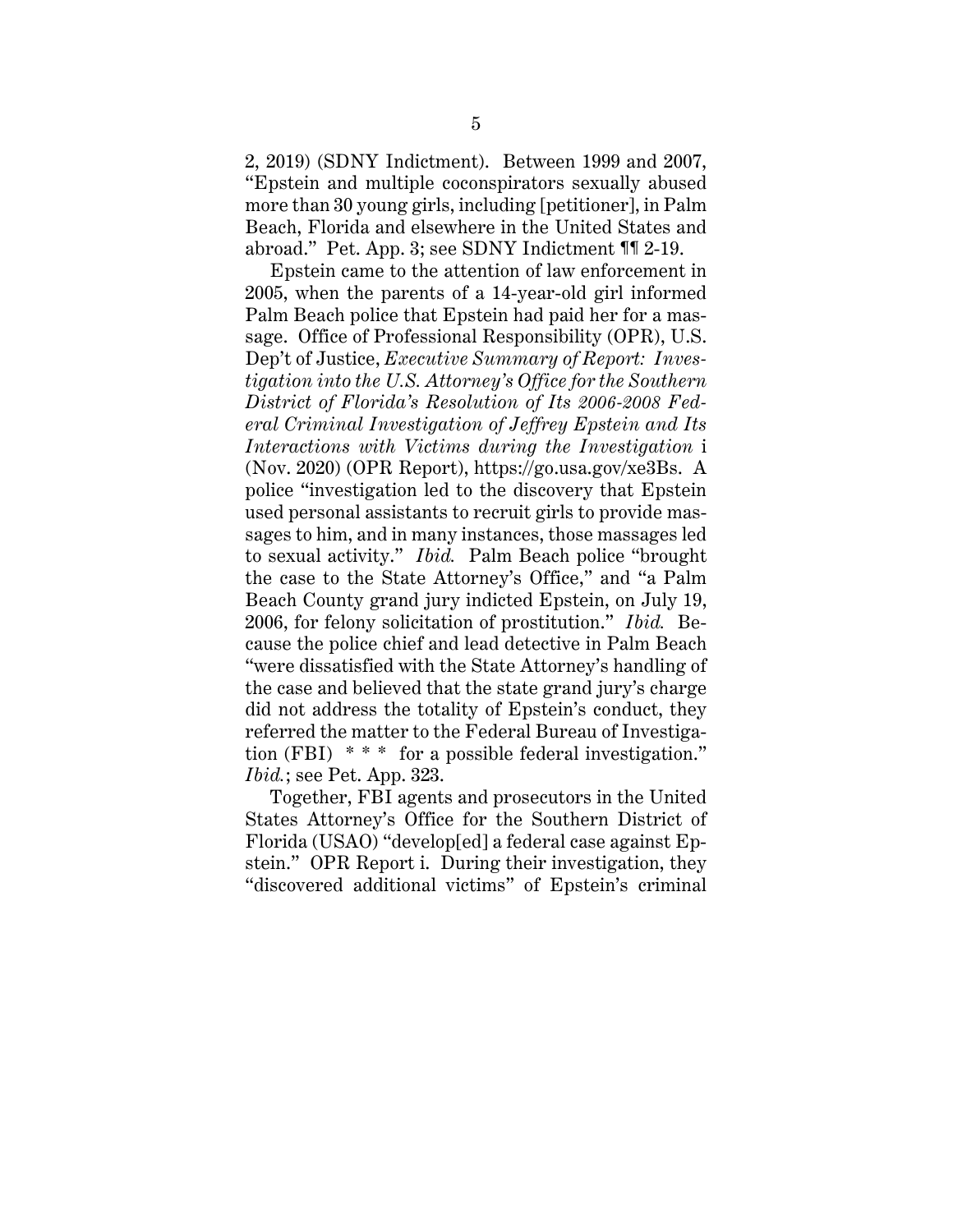2, 2019) (SDNY Indictment). Between 1999 and 2007, "Epstein and multiple coconspirators sexually abused more than 30 young girls, including [petitioner], in Palm Beach, Florida and elsewhere in the United States and abroad." Pet. App. 3; see SDNY Indictment ¶¶ 2-19.

Epstein came to the attention of law enforcement in 2005, when the parents of a 14-year-old girl informed Palm Beach police that Epstein had paid her for a massage. Office of Professional Responsibility (OPR), U.S. Dep't of Justice, *Executive Summary of Report: Investigation into the U.S. Attorney's Office for the Southern District of Florida's Resolution of Its 2006-2008 Federal Criminal Investigation of Jeffrey Epstein and Its Interactions with Victims during the Investigation* i (Nov. 2020) (OPR Report), https://go.usa.gov/xe3Bs. A police "investigation led to the discovery that Epstein used personal assistants to recruit girls to provide massages to him, and in many instances, those massages led to sexual activity." *Ibid.* Palm Beach police "brought the case to the State Attorney's Office," and "a Palm Beach County grand jury indicted Epstein, on July 19, 2006, for felony solicitation of prostitution." *Ibid.* Because the police chief and lead detective in Palm Beach "were dissatisfied with the State Attorney's handling of the case and believed that the state grand jury's charge did not address the totality of Epstein's conduct, they referred the matter to the Federal Bureau of Investigation (FBI) * * * for a possible federal investigation." *Ibid.*; see Pet. App. 323.

Together, FBI agents and prosecutors in the United States Attorney's Office for the Southern District of Florida (USAO) "develop[ed] a federal case against Epstein." OPR Report i. During their investigation, they "discovered additional victims" of Epstein's criminal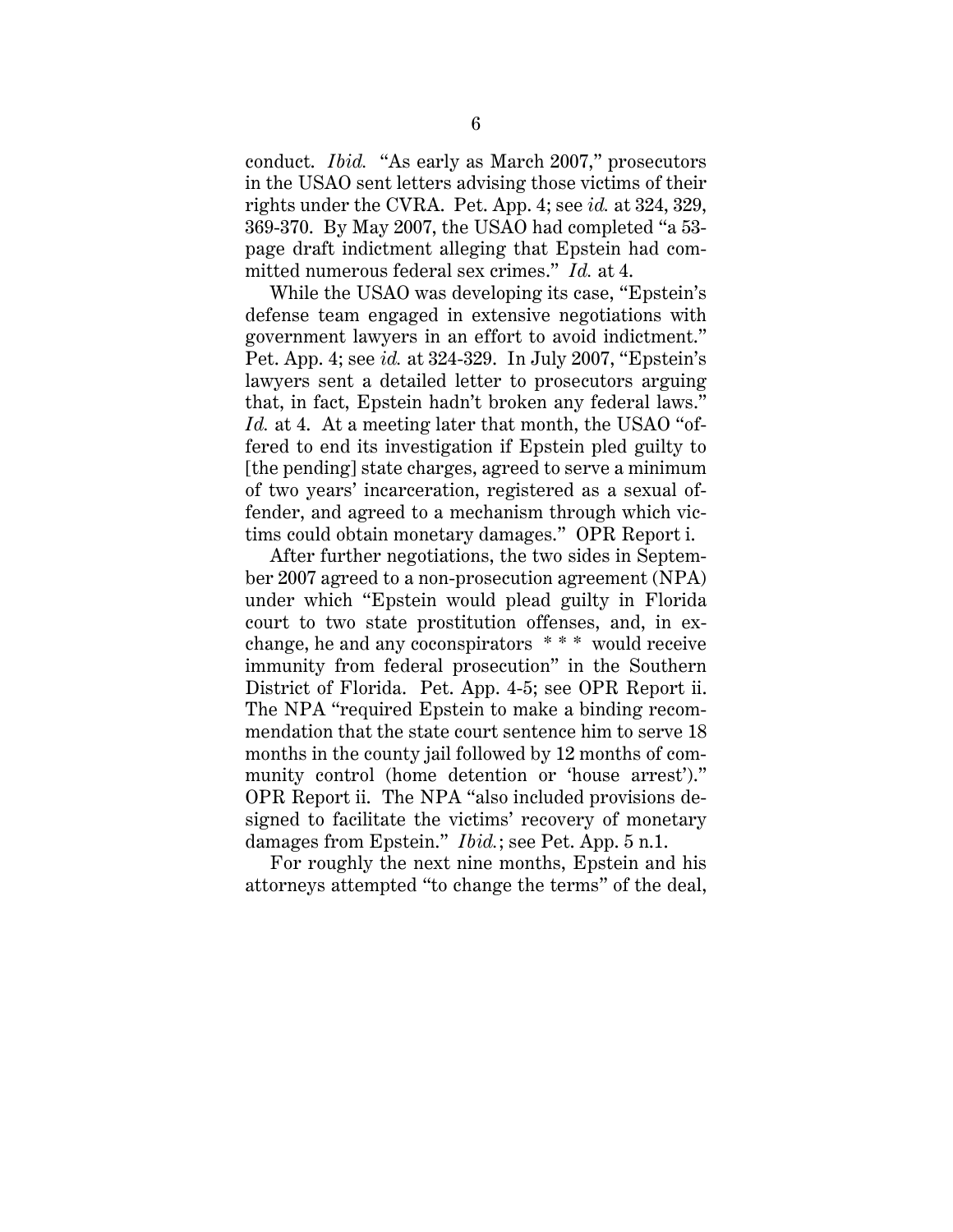conduct. *Ibid.* "As early as March 2007," prosecutors in the USAO sent letters advising those victims of their rights under the CVRA. Pet. App. 4; see *id.* at 324, 329, 369-370. By May 2007, the USAO had completed "a 53-page draft indictment alleging that Epstein had committed numerous federal sex crimes." *Id.* at 4.

While the USAO was developing its case, "Epstein's defense team engaged in extensive negotiations with government lawyers in an effort to avoid indictment." Pet. App. 4; see *id.* at 324-329. In July 2007, "Epstein's lawyers sent a detailed letter to prosecutors arguing that, in fact, Epstein hadn't broken any federal laws." *Id.* at 4. At a meeting later that month, the USAO "offered to end its investigation if Epstein pled guilty to [the pending] state charges, agreed to serve a minimum of two years' incarceration, registered as a sexual offender, and agreed to a mechanism through which victims could obtain monetary damages." OPR Report i.

After further negotiations, the two sides in September 2007 agreed to a non-prosecution agreement (NPA) under which "Epstein would plead guilty in Florida court to two state prostitution offenses, and, in exchange, he and any coconspirators * * * would receive immunity from federal prosecution" in the Southern District of Florida. Pet. App. 4-5; see OPR Report ii. The NPA "required Epstein to make a binding recommendation that the state court sentence him to serve 18 months in the county jail followed by 12 months of community control (home detention or 'house arrest')." OPR Report ii. The NPA "also included provisions designed to facilitate the victims' recovery of monetary damages from Epstein." *Ibid.*; see Pet. App. 5 n.1.

For roughly the next nine months, Epstein and his attorneys attempted "to change the terms" of the deal,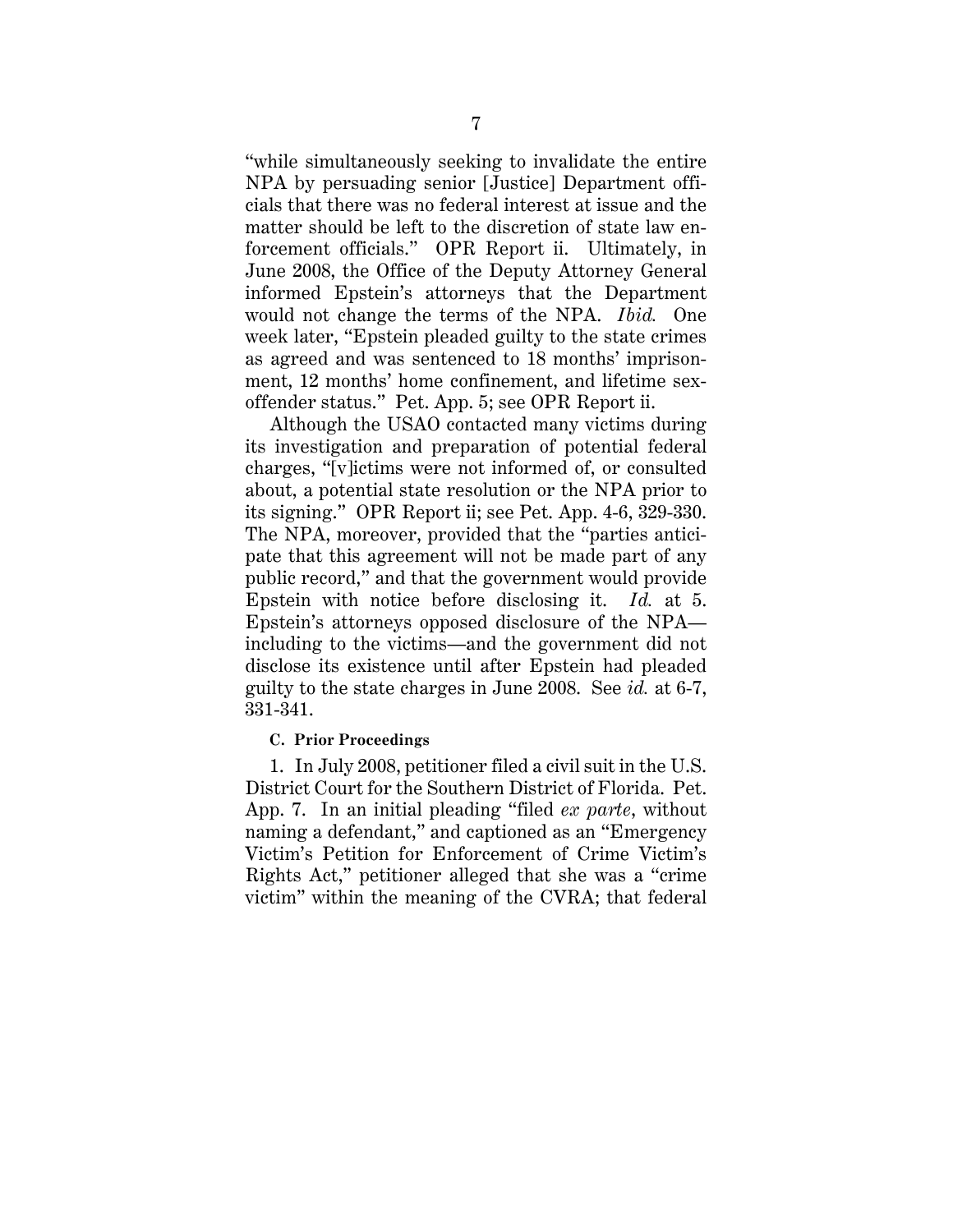"while simultaneously seeking to invalidate the entire NPA by persuading senior [Justice] Department officials that there was no federal interest at issue and the matter should be left to the discretion of state law enforcement officials." OPR Report ii. Ultimately, in June 2008, the Office of the Deputy Attorney General informed Epstein's attorneys that the Department would not change the terms of the NPA. *Ibid.* One week later, "Epstein pleaded guilty to the state crimes as agreed and was sentenced to 18 months' imprisonment, 12 months' home confinement, and lifetime sex-offender status." Pet. App. 5; see OPR Report ii.

Although the USAO contacted many victims during its investigation and preparation of potential federal charges, "[v]ictims were not informed of, or consulted about, a potential state resolution or the NPA prior to its signing." OPR Report ii; see Pet. App. 4-6, 329-330. The NPA, moreover, provided that the "parties anticipate that this agreement will not be made part of any public record," and that the government would provide Epstein with notice before disclosing it. *Id.* at 5. Epstein's attorneys opposed disclosure of the NPA—including to the victims—and the government did not disclose its existence until after Epstein had pleaded guilty to the state charges in June 2008. See *id.* at 6-7, 331-341.

### C. Prior Proceedings

1. In July 2008, petitioner filed a civil suit in the U.S. District Court for the Southern District of Florida. Pet. App. 7. In an initial pleading "filed *ex parte*, without naming a defendant," and captioned as an "Emergency Victim's Petition for Enforcement of Crime Victim's Rights Act," petitioner alleged that she was a "crime victim" within the meaning of the CVRA; that federal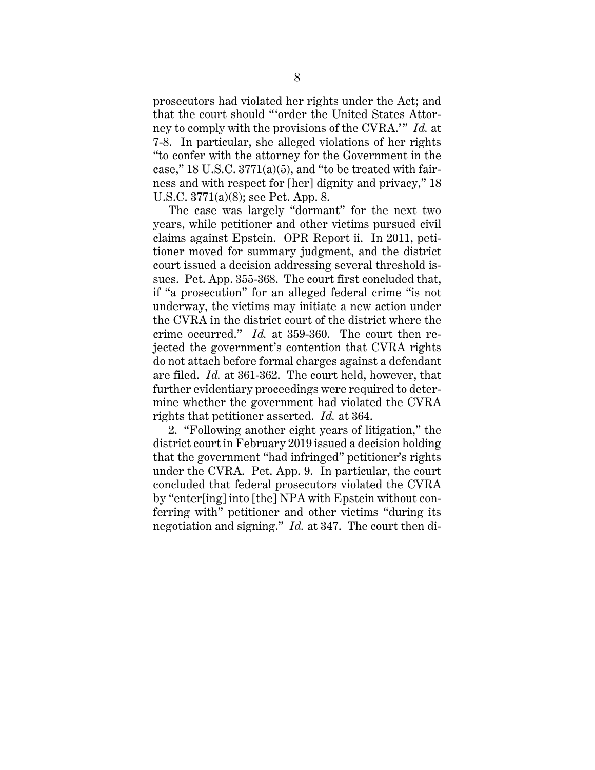prosecutors had violated her rights under the Act; and that the court should "'order the United States Attorney to comply with the provisions of the CVRA.'" *Id.* at 7-8. In particular, she alleged violations of her rights "to confer with the attorney for the Government in the case," 18 U.S.C. 3771(a)(5), and "to be treated with fairness and with respect for [her] dignity and privacy," 18 U.S.C. 3771(a)(8); see Pet. App. 8.

The case was largely "dormant" for the next two years, while petitioner and other victims pursued civil claims against Epstein. OPR Report ii. In 2011, petitioner moved for summary judgment, and the district court issued a decision addressing several threshold issues. Pet. App. 355-368. The court first concluded that, if "a prosecution" for an alleged federal crime "is not underway, the victims may initiate a new action under the CVRA in the district court of the district where the crime occurred." *Id.* at 359-360. The court then rejected the government's contention that CVRA rights do not attach before formal charges against a defendant are filed. *Id.* at 361-362. The court held, however, that further evidentiary proceedings were required to determine whether the government had violated the CVRA rights that petitioner asserted. *Id.* at 364.

2. "Following another eight years of litigation," the district court in February 2019 issued a decision holding that the government "had infringed" petitioner's rights under the CVRA. Pet. App. 9. In particular, the court concluded that federal prosecutors violated the CVRA by "enter[ing] into [the] NPA with Epstein without conferring with" petitioner and other victims "during its negotiation and signing." *Id.* at 347. The court then di-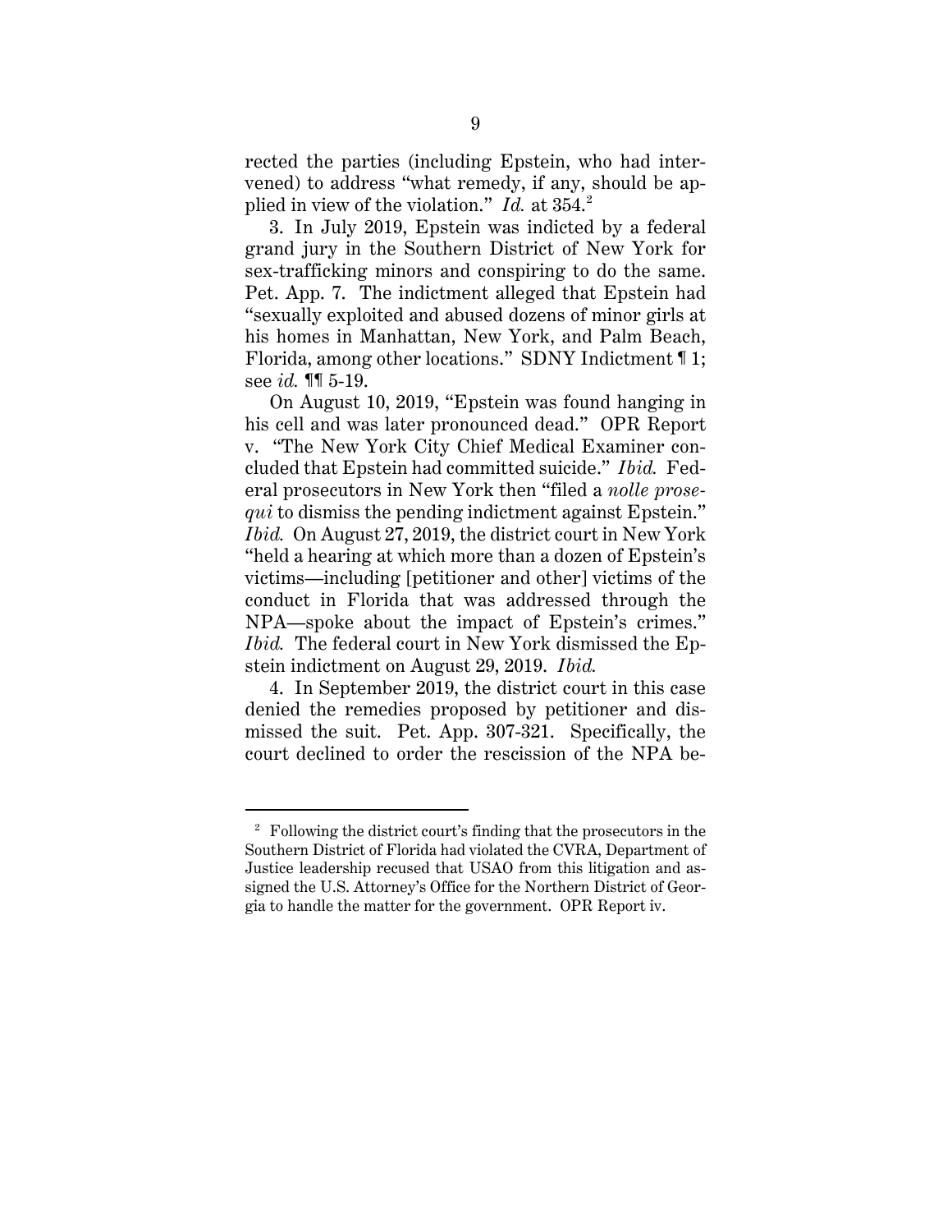rected the parties (including Epstein, who had intervened) to address "what remedy, if any, should be applied in view of the violation." *Id.* at 354.[2]

3. In July 2019, Epstein was indicted by a federal grand jury in the Southern District of New York for sex-trafficking minors and conspiring to do the same. Pet. App. 7. The indictment alleged that Epstein had "sexually exploited and abused dozens of minor girls at his homes in Manhattan, New York, and Palm Beach, Florida, among other locations." SDNY Indictment ¶ 1; see *id.* ¶¶ 5-19.

On August 10, 2019, "Epstein was found hanging in his cell and was later pronounced dead." OPR Report v. "The New York City Chief Medical Examiner concluded that Epstein had committed suicide." *Ibid.* Federal prosecutors in New York then "filed a *nolle prosequi* to dismiss the pending indictment against Epstein." *Ibid.* On August 27, 2019, the district court in New York "held a hearing at which more than a dozen of Epstein's victims—including [petitioner and other] victims of the conduct in Florida that was addressed through the NPA—spoke about the impact of Epstein's crimes." *Ibid.* The federal court in New York dismissed the Epstein indictment on August 29, 2019. *Ibid.*

4. In September 2019, the district court in this case denied the remedies proposed by petitioner and dismissed the suit. Pet. App. 307-321. Specifically, the court declined to order the rescission of the NPA be-

---

[2] Following the district court's finding that the prosecutors in the Southern District of Florida had violated the CVRA, Department of Justice leadership recused that USAO from this litigation and assigned the U.S. Attorney's Office for the Northern District of Georgia to handle the matter for the government. OPR Report iv.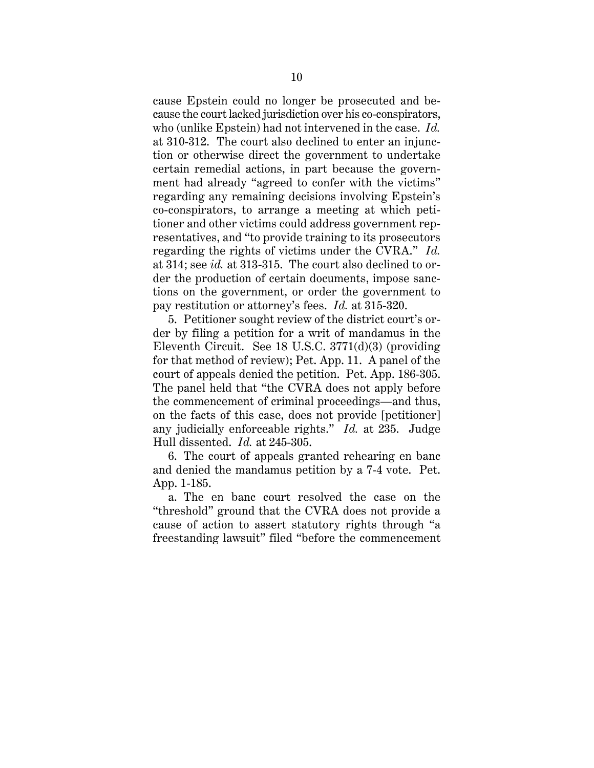cause Epstein could no longer be prosecuted and because the court lacked jurisdiction over his co-conspirators, who (unlike Epstein) had not intervened in the case. *Id.* at 310-312. The court also declined to enter an injunction or otherwise direct the government to undertake certain remedial actions, in part because the government had already "agreed to confer with the victims" regarding any remaining decisions involving Epstein's co-conspirators, to arrange a meeting at which petitioner and other victims could address government representatives, and "to provide training to its prosecutors regarding the rights of victims under the CVRA." *Id.* at 314; see *id.* at 313-315. The court also declined to order the production of certain documents, impose sanctions on the government, or order the government to pay restitution or attorney's fees. *Id.* at 315-320.

5. Petitioner sought review of the district court's order by filing a petition for a writ of mandamus in the Eleventh Circuit. See 18 U.S.C. 3771(d)(3) (providing for that method of review); Pet. App. 11. A panel of the court of appeals denied the petition. Pet. App. 186-305. The panel held that "the CVRA does not apply before the commencement of criminal proceedings—and thus, on the facts of this case, does not provide [petitioner] any judicially enforceable rights." *Id.* at 235. Judge Hull dissented. *Id.* at 245-305.

6. The court of appeals granted rehearing en banc and denied the mandamus petition by a 7-4 vote. Pet. App. 1-185.

a. The en banc court resolved the case on the "threshold" ground that the CVRA does not provide a cause of action to assert statutory rights through "a freestanding lawsuit" filed "before the commencement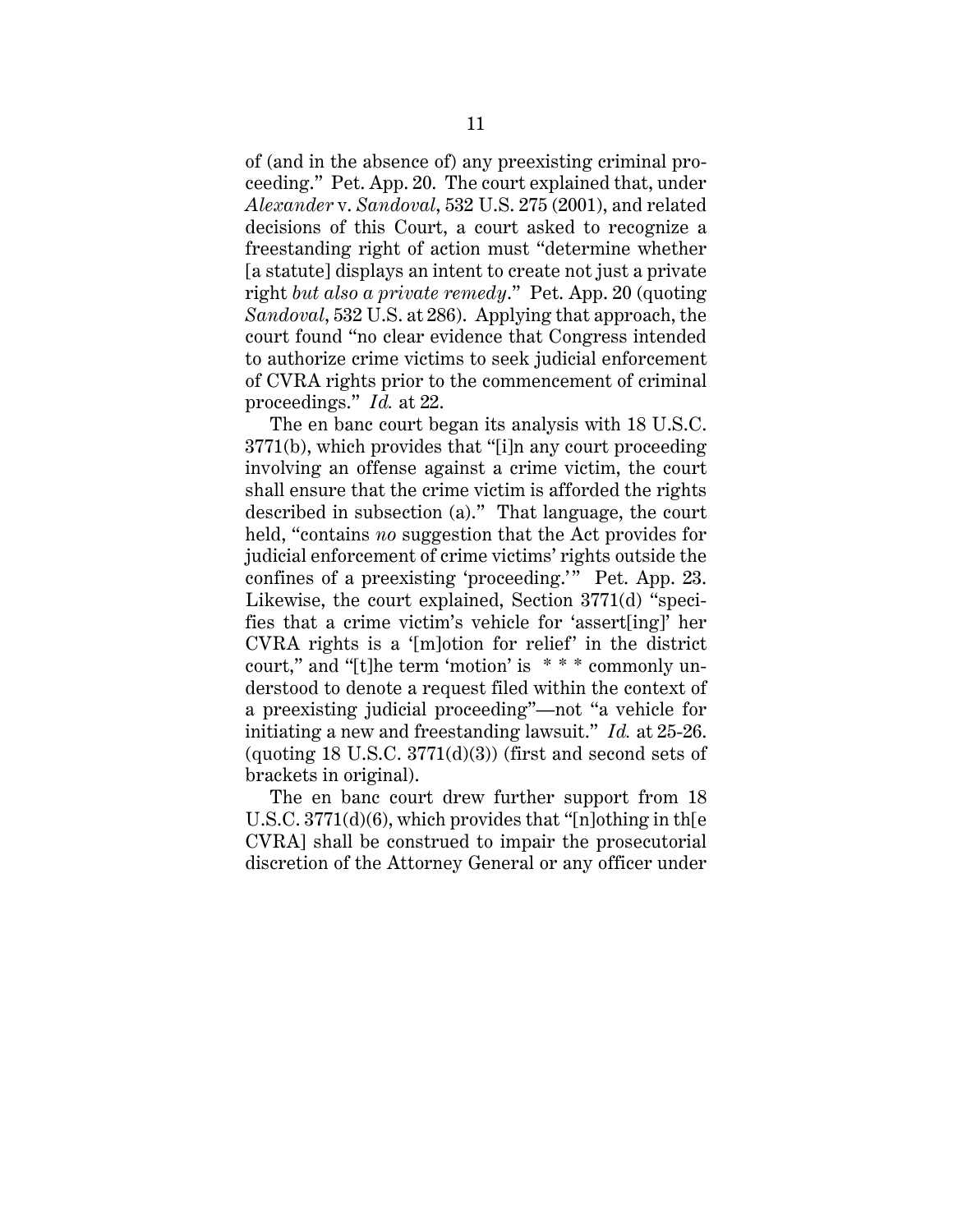of (and in the absence of) any preexisting criminal proceeding." Pet. App. 20. The court explained that, under *Alexander* v. *Sandoval*, 532 U.S. 275 (2001), and related decisions of this Court, a court asked to recognize a freestanding right of action must "determine whether [a statute] displays an intent to create not just a private right *but also a private remedy*." Pet. App. 20 (quoting *Sandoval*, 532 U.S. at 286). Applying that approach, the court found "no clear evidence that Congress intended to authorize crime victims to seek judicial enforcement of CVRA rights prior to the commencement of criminal proceedings." *Id.* at 22.

The en banc court began its analysis with 18 U.S.C. 3771(b), which provides that "[i]n any court proceeding involving an offense against a crime victim, the court shall ensure that the crime victim is afforded the rights described in subsection (a)." That language, the court held, "contains *no* suggestion that the Act provides for judicial enforcement of crime victims' rights outside the confines of a preexisting 'proceeding.'" Pet. App. 23. Likewise, the court explained, Section 3771(d) "specifies that a crime victim's vehicle for 'assert[ing]' her CVRA rights is a '[m]otion for relief' in the district court," and "[t]he term 'motion' is * * * commonly understood to denote a request filed within the context of a preexisting judicial proceeding"—not "a vehicle for initiating a new and freestanding lawsuit." *Id.* at 25-26. (quoting 18 U.S.C. 3771(d)(3)) (first and second sets of brackets in original).

The en banc court drew further support from 18 U.S.C. 3771(d)(6), which provides that "[n]othing in th[e CVRA] shall be construed to impair the prosecutorial discretion of the Attorney General or any officer under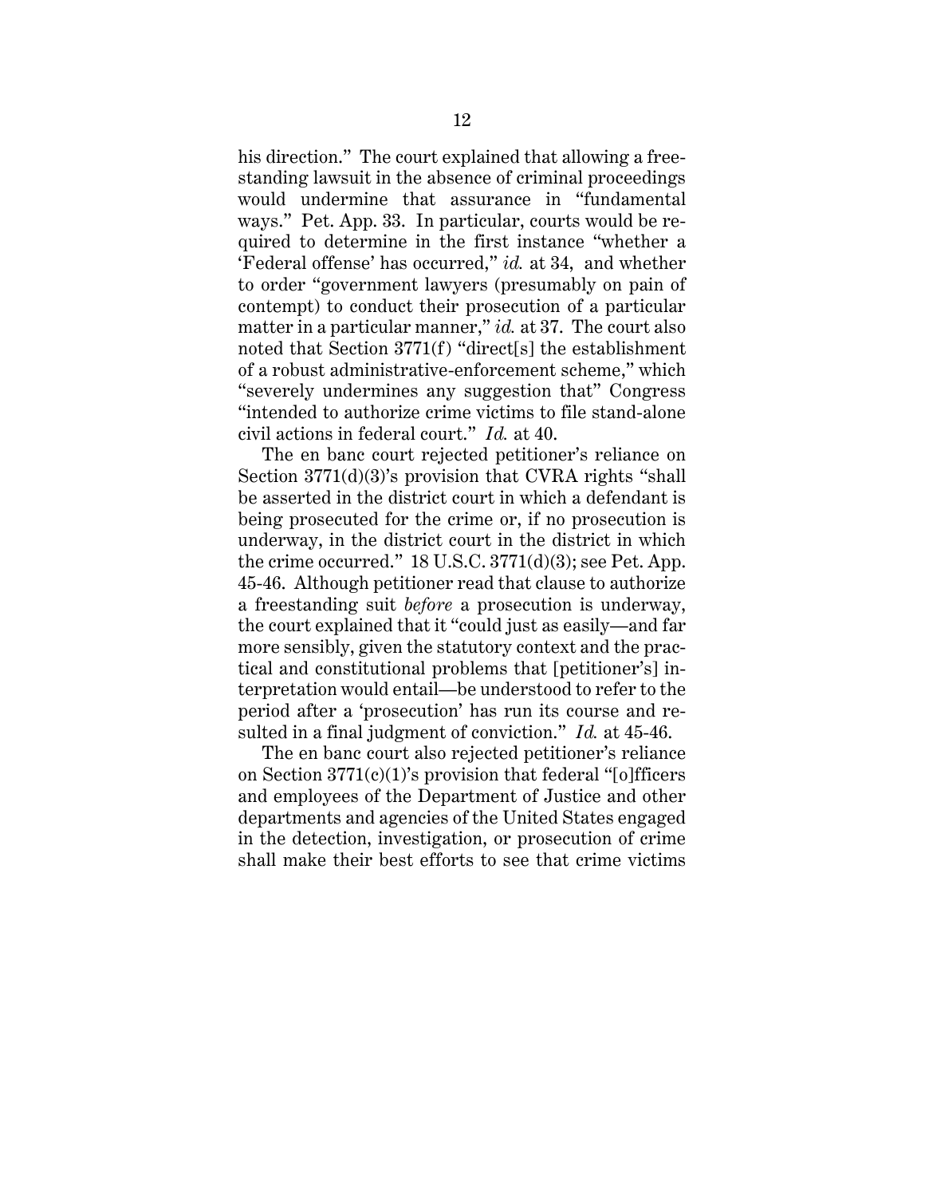his direction." The court explained that allowing a freestanding lawsuit in the absence of criminal proceedings would undermine that assurance in "fundamental ways." Pet. App. 33. In particular, courts would be required to determine in the first instance "whether a 'Federal offense' has occurred," *id.* at 34, and whether to order "government lawyers (presumably on pain of contempt) to conduct their prosecution of a particular matter in a particular manner," *id.* at 37. The court also noted that Section 3771(f) "direct[s] the establishment of a robust administrative-enforcement scheme," which "severely undermines any suggestion that" Congress "intended to authorize crime victims to file stand-alone civil actions in federal court." *Id.* at 40.

The en banc court rejected petitioner's reliance on Section 3771(d)(3)'s provision that CVRA rights "shall be asserted in the district court in which a defendant is being prosecuted for the crime or, if no prosecution is underway, in the district court in the district in which the crime occurred." 18 U.S.C. 3771(d)(3); see Pet. App. 45-46. Although petitioner read that clause to authorize a freestanding suit *before* a prosecution is underway, the court explained that it "could just as easily—and far more sensibly, given the statutory context and the practical and constitutional problems that [petitioner's] interpretation would entail—be understood to refer to the period after a 'prosecution' has run its course and resulted in a final judgment of conviction." *Id.* at 45-46.

The en banc court also rejected petitioner's reliance on Section 3771(c)(1)'s provision that federal "[o]fficers and employees of the Department of Justice and other departments and agencies of the United States engaged in the detection, investigation, or prosecution of crime shall make their best efforts to see that crime victims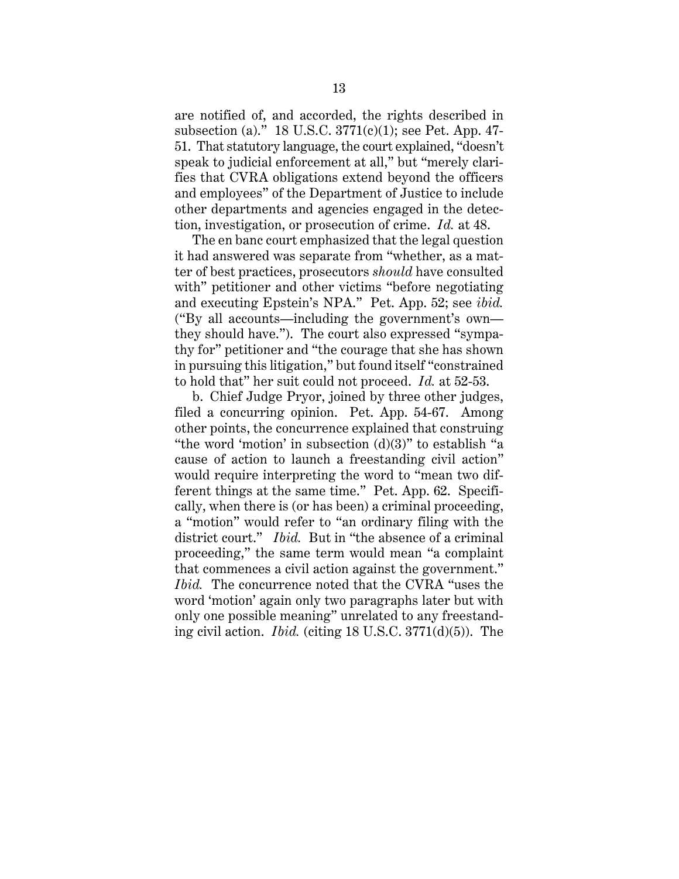are notified of, and accorded, the rights described in subsection (a)." 18 U.S.C. 3771(c)(1); see Pet. App. 47-51. That statutory language, the court explained, "doesn't speak to judicial enforcement at all," but "merely clarifies that CVRA obligations extend beyond the officers and employees" of the Department of Justice to include other departments and agencies engaged in the detection, investigation, or prosecution of crime. *Id.* at 48.

The en banc court emphasized that the legal question it had answered was separate from "whether, as a matter of best practices, prosecutors *should* have consulted with" petitioner and other victims "before negotiating and executing Epstein's NPA." Pet. App. 52; see *ibid.* ("By all accounts—including the government's own—they should have."). The court also expressed "sympathy for" petitioner and "the courage that she has shown in pursuing this litigation," but found itself "constrained to hold that" her suit could not proceed. *Id.* at 52-53.

b. Chief Judge Pryor, joined by three other judges, filed a concurring opinion. Pet. App. 54-67. Among other points, the concurrence explained that construing "the word 'motion' in subsection (d)(3)" to establish "a cause of action to launch a freestanding civil action" would require interpreting the word to "mean two different things at the same time." Pet. App. 62. Specifically, when there is (or has been) a criminal proceeding, a "motion" would refer to "an ordinary filing with the district court." *Ibid.* But in "the absence of a criminal proceeding," the same term would mean "a complaint that commences a civil action against the government." *Ibid.* The concurrence noted that the CVRA "uses the word 'motion' again only two paragraphs later but with only one possible meaning" unrelated to any freestanding civil action. *Ibid.* (citing 18 U.S.C. 3771(d)(5)). The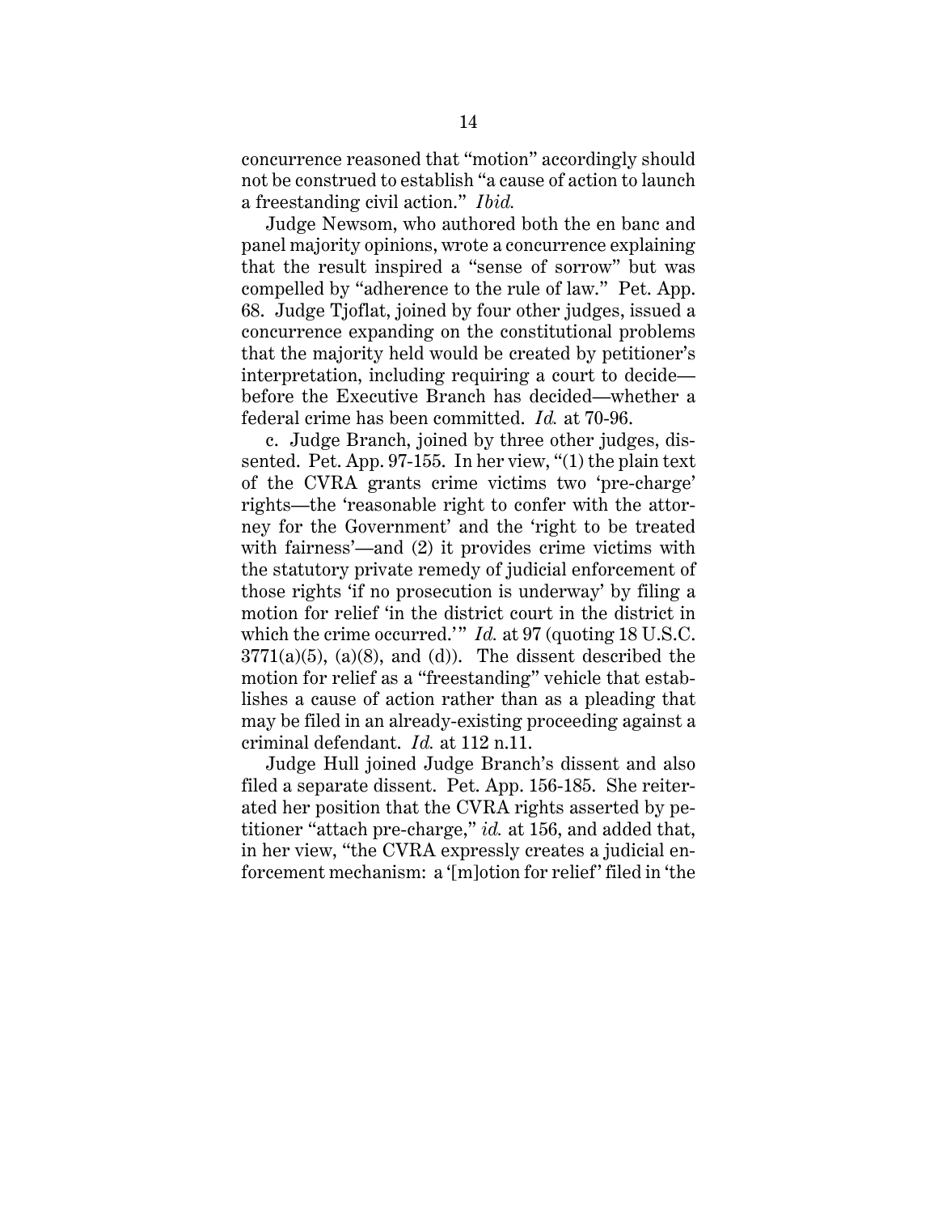concurrence reasoned that "motion" accordingly should not be construed to establish "a cause of action to launch a freestanding civil action." *Ibid.*

Judge Newsom, who authored both the en banc and panel majority opinions, wrote a concurrence explaining that the result inspired a "sense of sorrow" but was compelled by "adherence to the rule of law." Pet. App. 68. Judge Tjoflat, joined by four other judges, issued a concurrence expanding on the constitutional problems that the majority held would be created by petitioner's interpretation, including requiring a court to decide—before the Executive Branch has decided—whether a federal crime has been committed. *Id.* at 70-96.

c. Judge Branch, joined by three other judges, dissented. Pet. App. 97-155. In her view, "(1) the plain text of the CVRA grants crime victims two 'pre-charge' rights—the 'reasonable right to confer with the attorney for the Government' and the 'right to be treated with fairness'—and (2) it provides crime victims with the statutory private remedy of judicial enforcement of those rights 'if no prosecution is underway' by filing a motion for relief 'in the district court in the district in which the crime occurred.'" *Id.* at 97 (quoting 18 U.S.C. 3771(a)(5), (a)(8), and (d)). The dissent described the motion for relief as a "freestanding" vehicle that establishes a cause of action rather than as a pleading that may be filed in an already-existing proceeding against a criminal defendant. *Id.* at 112 n.11.

Judge Hull joined Judge Branch's dissent and also filed a separate dissent. Pet. App. 156-185. She reiterated her position that the CVRA rights asserted by petitioner "attach pre-charge," *id.* at 156, and added that, in her view, "the CVRA expressly creates a judicial enforcement mechanism: a '[m]otion for relief' filed in 'the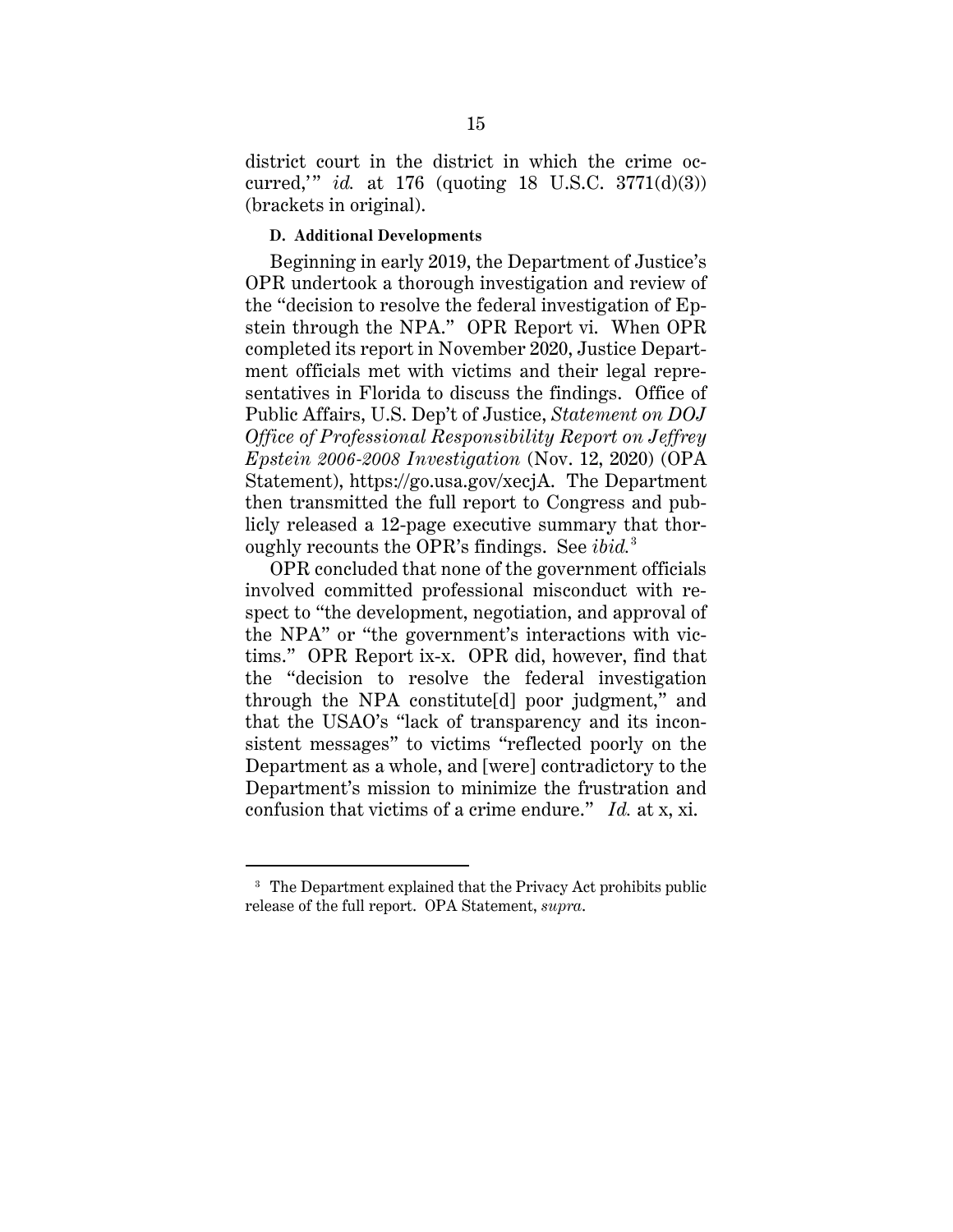district court in the district in which the crime occurred,'" *id.* at 176 (quoting 18 U.S.C. 3771(d)(3)) (brackets in original).

**D. Additional Developments**

Beginning in early 2019, the Department of Justice's OPR undertook a thorough investigation and review of the "decision to resolve the federal investigation of Epstein through the NPA." OPR Report vi. When OPR completed its report in November 2020, Justice Department officials met with victims and their legal representatives in Florida to discuss the findings. Office of Public Affairs, U.S. Dep't of Justice, *Statement on DOJ Office of Professional Responsibility Report on Jeffrey Epstein 2006-2008 Investigation* (Nov. 12, 2020) (OPA Statement), https://go.usa.gov/xecjA. The Department then transmitted the full report to Congress and publicly released a 12-page executive summary that thoroughly recounts the OPR's findings. See *ibid.*[3]

OPR concluded that none of the government officials involved committed professional misconduct with respect to "the development, negotiation, and approval of the NPA" or "the government's interactions with victims." OPR Report ix-x. OPR did, however, find that the "decision to resolve the federal investigation through the NPA constitute[d] poor judgment," and that the USAO's "lack of transparency and its inconsistent messages" to victims "reflected poorly on the Department as a whole, and [were] contradictory to the Department's mission to minimize the frustration and confusion that victims of a crime endure." *Id.* at x, xi.

---

[3] The Department explained that the Privacy Act prohibits public release of the full report. OPA Statement, *supra*.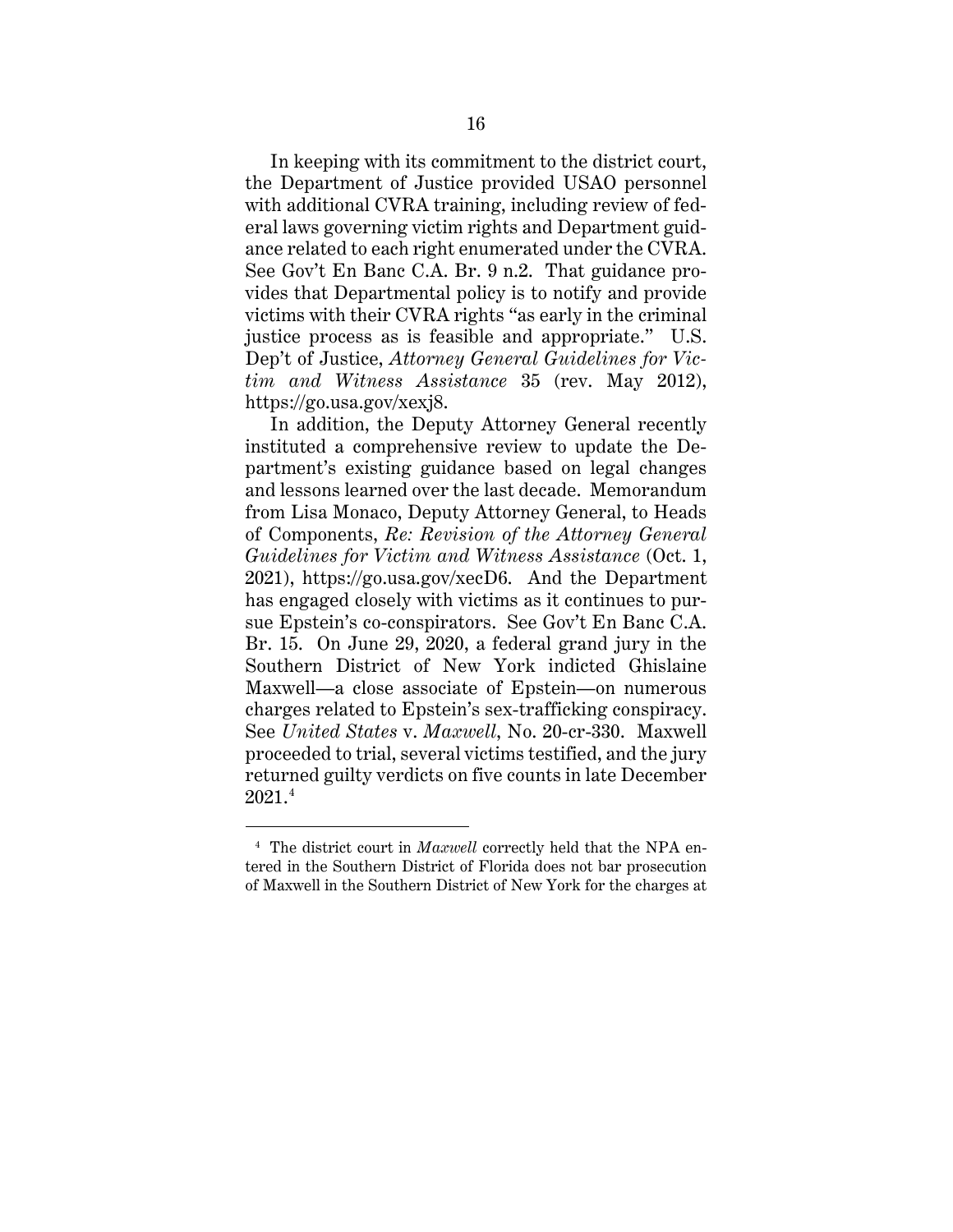In keeping with its commitment to the district court, the Department of Justice provided USAO personnel with additional CVRA training, including review of federal laws governing victim rights and Department guidance related to each right enumerated under the CVRA. See Gov't En Banc C.A. Br. 9 n.2. That guidance provides that Departmental policy is to notify and provide victims with their CVRA rights "as early in the criminal justice process as is feasible and appropriate." U.S. Dep't of Justice, *Attorney General Guidelines for Victim and Witness Assistance* 35 (rev. May 2012), https://go.usa.gov/xexj8.

In addition, the Deputy Attorney General recently instituted a comprehensive review to update the Department's existing guidance based on legal changes and lessons learned over the last decade. Memorandum from Lisa Monaco, Deputy Attorney General, to Heads of Components, *Re: Revision of the Attorney General Guidelines for Victim and Witness Assistance* (Oct. 1, 2021), https://go.usa.gov/xecD6. And the Department has engaged closely with victims as it continues to pursue Epstein's co-conspirators. See Gov't En Banc C.A. Br. 15. On June 29, 2020, a federal grand jury in the Southern District of New York indicted Ghislaine Maxwell—a close associate of Epstein—on numerous charges related to Epstein's sex-trafficking conspiracy. See *United States* v. *Maxwell*, No. 20-cr-330. Maxwell proceeded to trial, several victims testified, and the jury returned guilty verdicts on five counts in late December 2021.[4]

[4] The district court in *Maxwell* correctly held that the NPA entered in the Southern District of Florida does not bar prosecution of Maxwell in the Southern District of New York for the charges at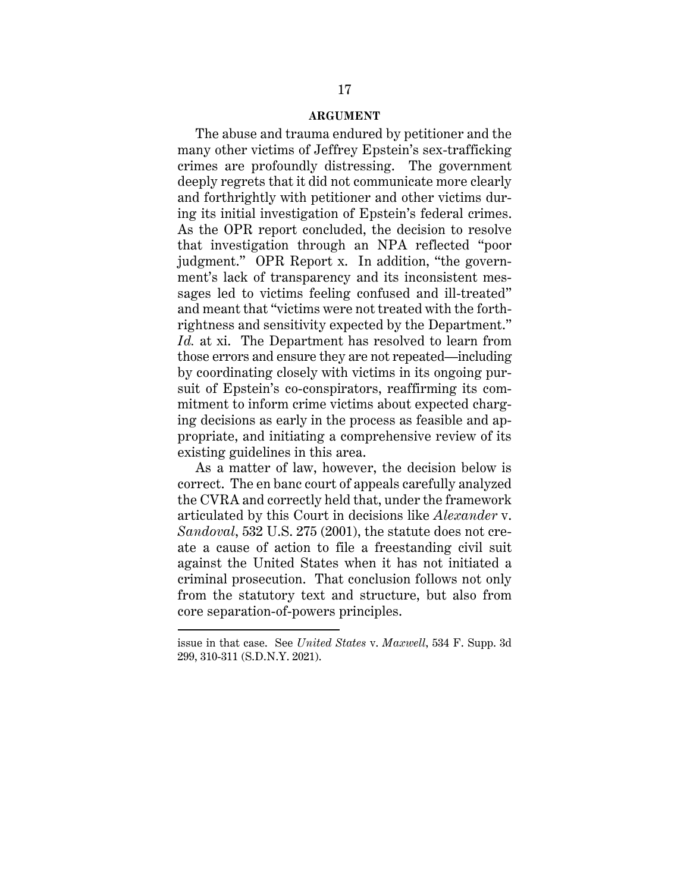## ARGUMENT

The abuse and trauma endured by petitioner and the many other victims of Jeffrey Epstein's sex-trafficking crimes are profoundly distressing. The government deeply regrets that it did not communicate more clearly and forthrightly with petitioner and other victims during its initial investigation of Epstein's federal crimes. As the OPR report concluded, the decision to resolve that investigation through an NPA reflected "poor judgment." OPR Report x. In addition, "the government's lack of transparency and its inconsistent messages led to victims feeling confused and ill-treated" and meant that "victims were not treated with the forthrightness and sensitivity expected by the Department." *Id.* at xi. The Department has resolved to learn from those errors and ensure they are not repeated—including by coordinating closely with victims in its ongoing pursuit of Epstein's co-conspirators, reaffirming its commitment to inform crime victims about expected charging decisions as early in the process as feasible and appropriate, and initiating a comprehensive review of its existing guidelines in this area.

As a matter of law, however, the decision below is correct. The en banc court of appeals carefully analyzed the CVRA and correctly held that, under the framework articulated by this Court in decisions like *Alexander* v. *Sandoval*, 532 U.S. 275 (2001), the statute does not create a cause of action to file a freestanding civil suit against the United States when it has not initiated a criminal prosecution. That conclusion follows not only from the statutory text and structure, but also from core separation-of-powers principles.

---

issue in that case. See *United States* v. *Maxwell*, 534 F. Supp. 3d 299, 310-311 (S.D.N.Y. 2021).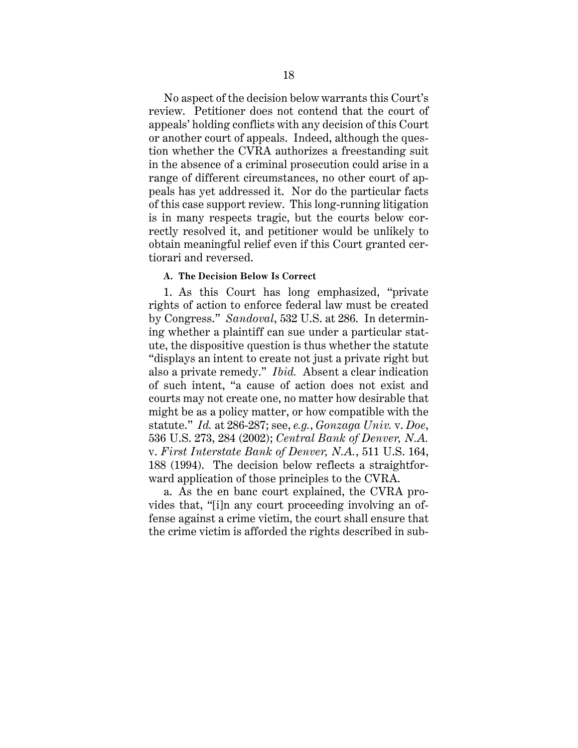No aspect of the decision below warrants this Court's review. Petitioner does not contend that the court of appeals' holding conflicts with any decision of this Court or another court of appeals. Indeed, although the question whether the CVRA authorizes a freestanding suit in the absence of a criminal prosecution could arise in a range of different circumstances, no other court of appeals has yet addressed it. Nor do the particular facts of this case support review. This long-running litigation is in many respects tragic, but the courts below correctly resolved it, and petitioner would be unlikely to obtain meaningful relief even if this Court granted certiorari and reversed.

#### A. The Decision Below Is Correct

1. As this Court has long emphasized, "private rights of action to enforce federal law must be created by Congress." *Sandoval*, 532 U.S. at 286. In determining whether a plaintiff can sue under a particular statute, the dispositive question is thus whether the statute "displays an intent to create not just a private right but also a private remedy." *Ibid.* Absent a clear indication of such intent, "a cause of action does not exist and courts may not create one, no matter how desirable that might be as a policy matter, or how compatible with the statute." *Id.* at 286-287; see, *e.g.*, *Gonzaga Univ.* v. *Doe*, 536 U.S. 273, 284 (2002); *Central Bank of Denver, N.A.* v. *First Interstate Bank of Denver, N.A.*, 511 U.S. 164, 188 (1994). The decision below reflects a straightforward application of those principles to the CVRA.

a. As the en banc court explained, the CVRA provides that, "[i]n any court proceeding involving an offense against a crime victim, the court shall ensure that the crime victim is afforded the rights described in sub-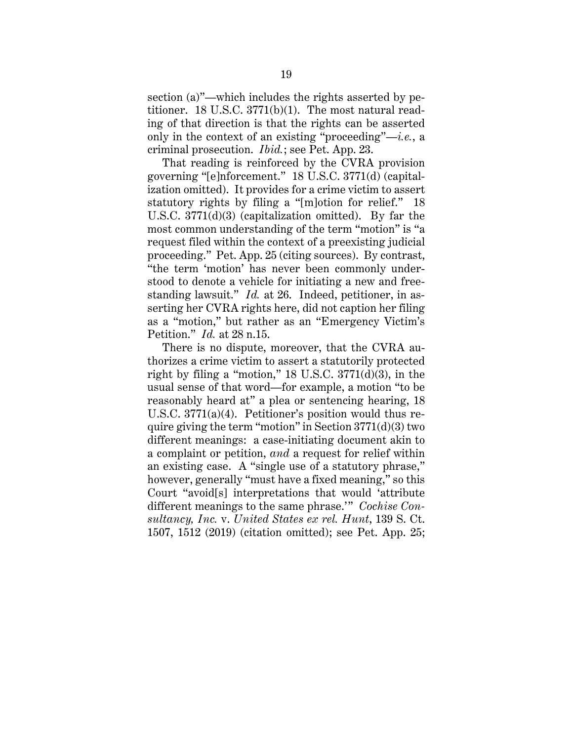section (a)"—which includes the rights asserted by petitioner. 18 U.S.C. 3771(b)(1). The most natural reading of that direction is that the rights can be asserted only in the context of an existing "proceeding"—*i.e.*, a criminal prosecution. *Ibid.*; see Pet. App. 23.

That reading is reinforced by the CVRA provision governing "[e]nforcement." 18 U.S.C. 3771(d) (capitalization omitted). It provides for a crime victim to assert statutory rights by filing a "[m]otion for relief." 18 U.S.C. 3771(d)(3) (capitalization omitted). By far the most common understanding of the term "motion" is "a request filed within the context of a preexisting judicial proceeding." Pet. App. 25 (citing sources). By contrast, "the term 'motion' has never been commonly understood to denote a vehicle for initiating a new and freestanding lawsuit." *Id.* at 26. Indeed, petitioner, in asserting her CVRA rights here, did not caption her filing as a "motion," but rather as an "Emergency Victim's Petition." *Id.* at 28 n.15.

There is no dispute, moreover, that the CVRA authorizes a crime victim to assert a statutorily protected right by filing a "motion," 18 U.S.C. 3771(d)(3), in the usual sense of that word—for example, a motion "to be reasonably heard at" a plea or sentencing hearing, 18 U.S.C. 3771(a)(4). Petitioner's position would thus require giving the term "motion" in Section 3771(d)(3) two different meanings: a case-initiating document akin to a complaint or petition, *and* a request for relief within an existing case. A "single use of a statutory phrase," however, generally "must have a fixed meaning," so this Court "avoid[s] interpretations that would 'attribute different meanings to the same phrase.'" *Cochise Consultancy, Inc.* v. *United States ex rel. Hunt*, 139 S. Ct. 1507, 1512 (2019) (citation omitted); see Pet. App. 25;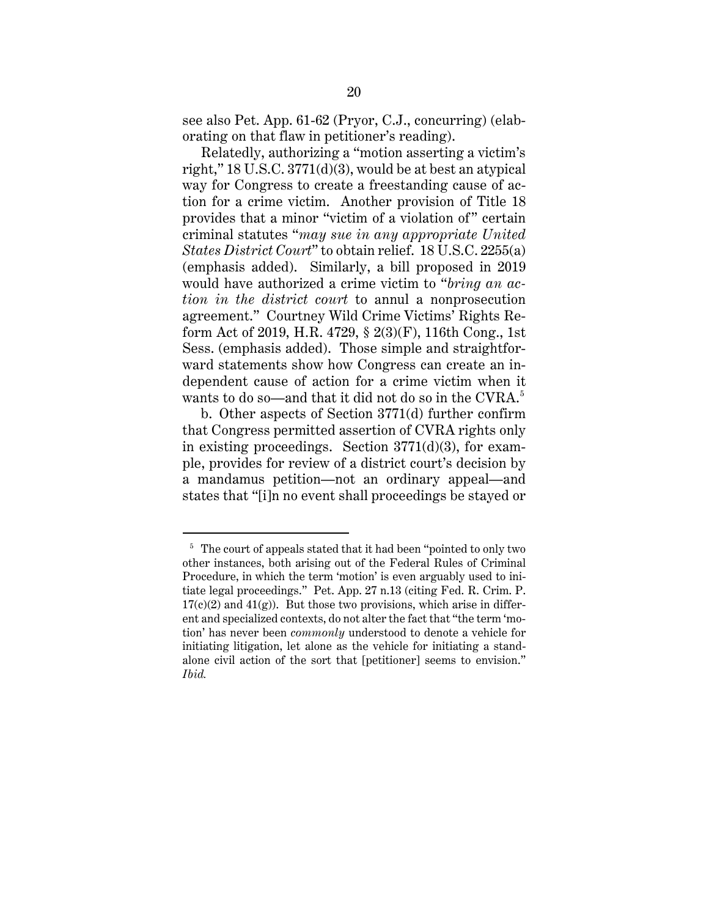see also Pet. App. 61-62 (Pryor, C.J., concurring) (elaborating on that flaw in petitioner's reading).

Relatedly, authorizing a "motion asserting a victim's right," 18 U.S.C. 3771(d)(3), would be at best an atypical way for Congress to create a freestanding cause of action for a crime victim. Another provision of Title 18 provides that a minor "victim of a violation of" certain criminal statutes "*may sue in any appropriate United States District Court*" to obtain relief. 18 U.S.C. 2255(a) (emphasis added). Similarly, a bill proposed in 2019 would have authorized a crime victim to "*bring an action in the district court* to annul a nonprosecution agreement." Courtney Wild Crime Victims' Rights Reform Act of 2019, H.R. 4729, § 2(3)(F), 116th Cong., 1st Sess. (emphasis added). Those simple and straightforward statements show how Congress can create an independent cause of action for a crime victim when it wants to do so—and that it did not do so in the CVRA.[5]

b. Other aspects of Section 3771(d) further confirm that Congress permitted assertion of CVRA rights only in existing proceedings. Section 3771(d)(3), for example, provides for review of a district court's decision by a mandamus petition—not an ordinary appeal—and states that "[i]n no event shall proceedings be stayed or

---

[5] The court of appeals stated that it had been "pointed to only two other instances, both arising out of the Federal Rules of Criminal Procedure, in which the term 'motion' is even arguably used to initiate legal proceedings." Pet. App. 27 n.13 (citing Fed. R. Crim. P. 17(c)(2) and 41(g)). But those two provisions, which arise in different and specialized contexts, do not alter the fact that "the term 'motion' has never been *commonly* understood to denote a vehicle for initiating litigation, let alone as the vehicle for initiating a standalone civil action of the sort that [petitioner] seems to envision." *Ibid.*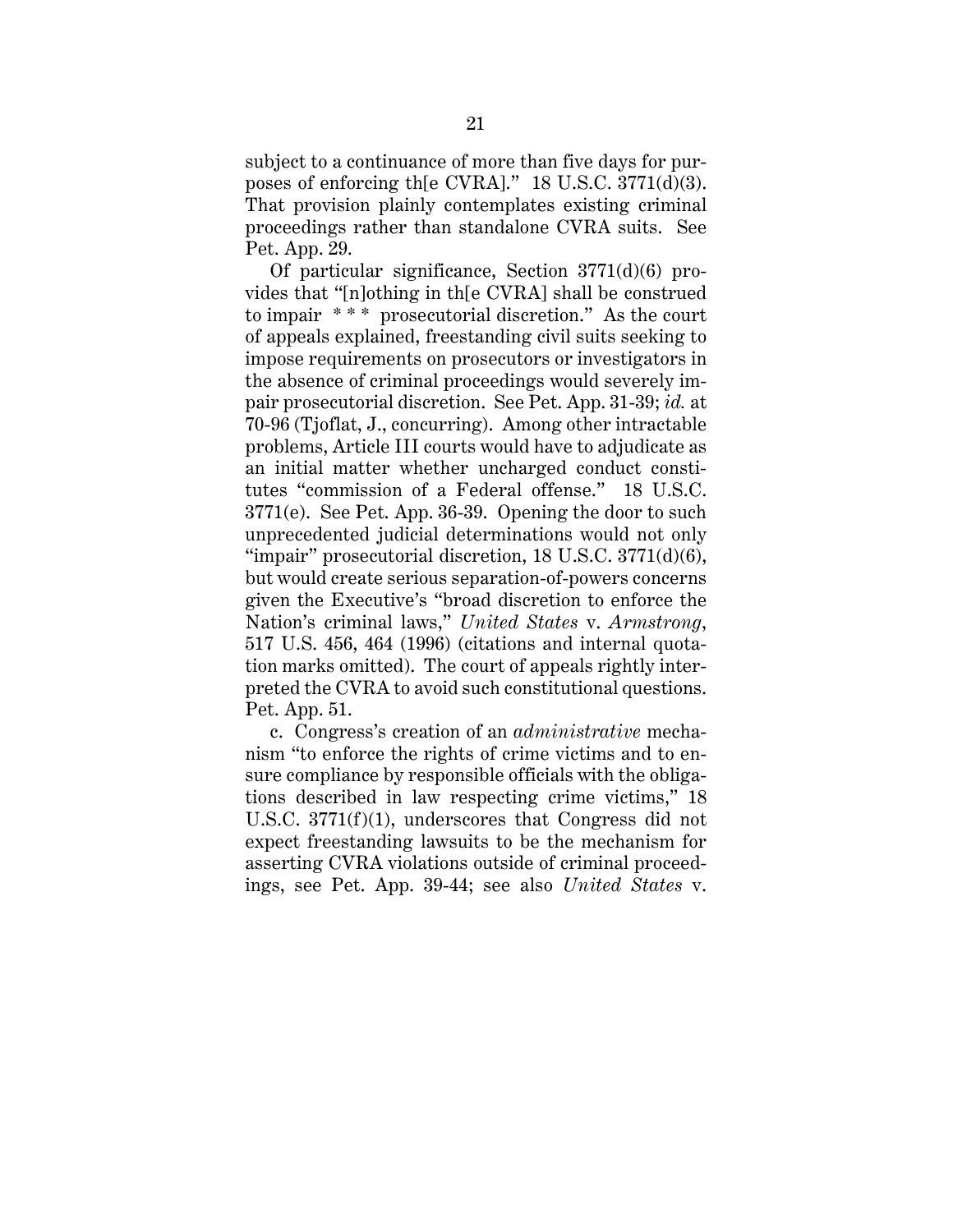subject to a continuance of more than five days for purposes of enforcing th[e CVRA]." 18 U.S.C. 3771(d)(3). That provision plainly contemplates existing criminal proceedings rather than standalone CVRA suits. See Pet. App. 29.

Of particular significance, Section 3771(d)(6) provides that "[n]othing in th[e CVRA] shall be construed to impair * * * prosecutorial discretion." As the court of appeals explained, freestanding civil suits seeking to impose requirements on prosecutors or investigators in the absence of criminal proceedings would severely impair prosecutorial discretion. See Pet. App. 31-39; *id.* at 70-96 (Tjoflat, J., concurring). Among other intractable problems, Article III courts would have to adjudicate as an initial matter whether uncharged conduct constitutes "commission of a Federal offense." 18 U.S.C. 3771(e). See Pet. App. 36-39. Opening the door to such unprecedented judicial determinations would not only "impair" prosecutorial discretion, 18 U.S.C. 3771(d)(6), but would create serious separation-of-powers concerns given the Executive's "broad discretion to enforce the Nation's criminal laws," *United States* v. *Armstrong*, 517 U.S. 456, 464 (1996) (citations and internal quotation marks omitted). The court of appeals rightly interpreted the CVRA to avoid such constitutional questions. Pet. App. 51.

c. Congress's creation of an *administrative* mechanism "to enforce the rights of crime victims and to ensure compliance by responsible officials with the obligations described in law respecting crime victims," 18 U.S.C. 3771(f)(1), underscores that Congress did not expect freestanding lawsuits to be the mechanism for asserting CVRA violations outside of criminal proceedings, see Pet. App. 39-44; see also *United States* v.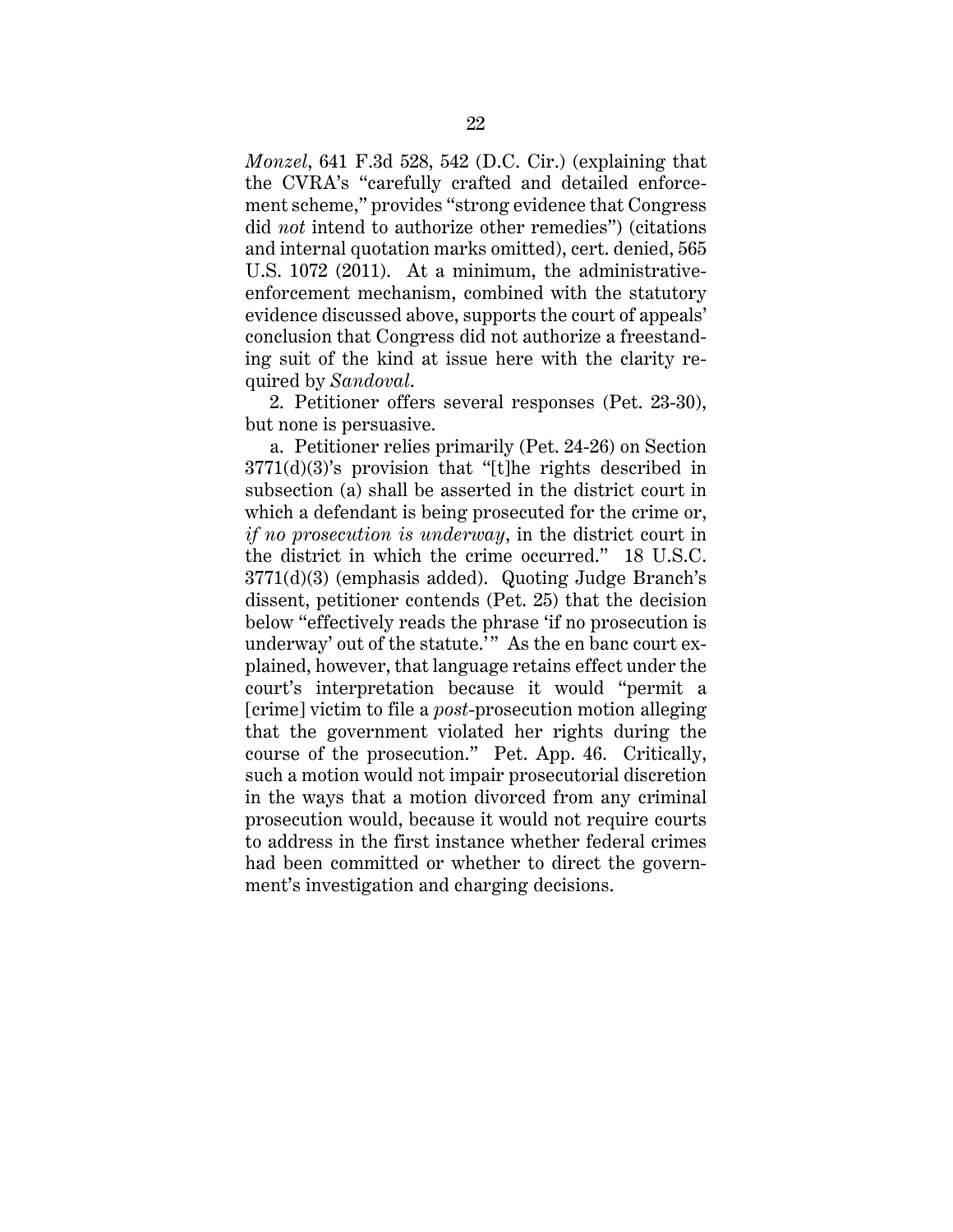*Monzel*, 641 F.3d 528, 542 (D.C. Cir.) (explaining that the CVRA's "carefully crafted and detailed enforcement scheme," provides "strong evidence that Congress did *not* intend to authorize other remedies") (citations and internal quotation marks omitted), cert. denied, 565 U.S. 1072 (2011). At a minimum, the administrative-enforcement mechanism, combined with the statutory evidence discussed above, supports the court of appeals' conclusion that Congress did not authorize a freestanding suit of the kind at issue here with the clarity required by *Sandoval*.

2. Petitioner offers several responses (Pet. 23-30), but none is persuasive.

a. Petitioner relies primarily (Pet. 24-26) on Section 3771(d)(3)'s provision that "[t]he rights described in subsection (a) shall be asserted in the district court in which a defendant is being prosecuted for the crime or, *if no prosecution is underway*, in the district court in the district in which the crime occurred." 18 U.S.C. 3771(d)(3) (emphasis added). Quoting Judge Branch's dissent, petitioner contends (Pet. 25) that the decision below "effectively reads the phrase 'if no prosecution is underway' out of the statute.'" As the en banc court explained, however, that language retains effect under the court's interpretation because it would "permit a [crime] victim to file a *post*-prosecution motion alleging that the government violated her rights during the course of the prosecution." Pet. App. 46. Critically, such a motion would not impair prosecutorial discretion in the ways that a motion divorced from any criminal prosecution would, because it would not require courts to address in the first instance whether federal crimes had been committed or whether to direct the government's investigation and charging decisions.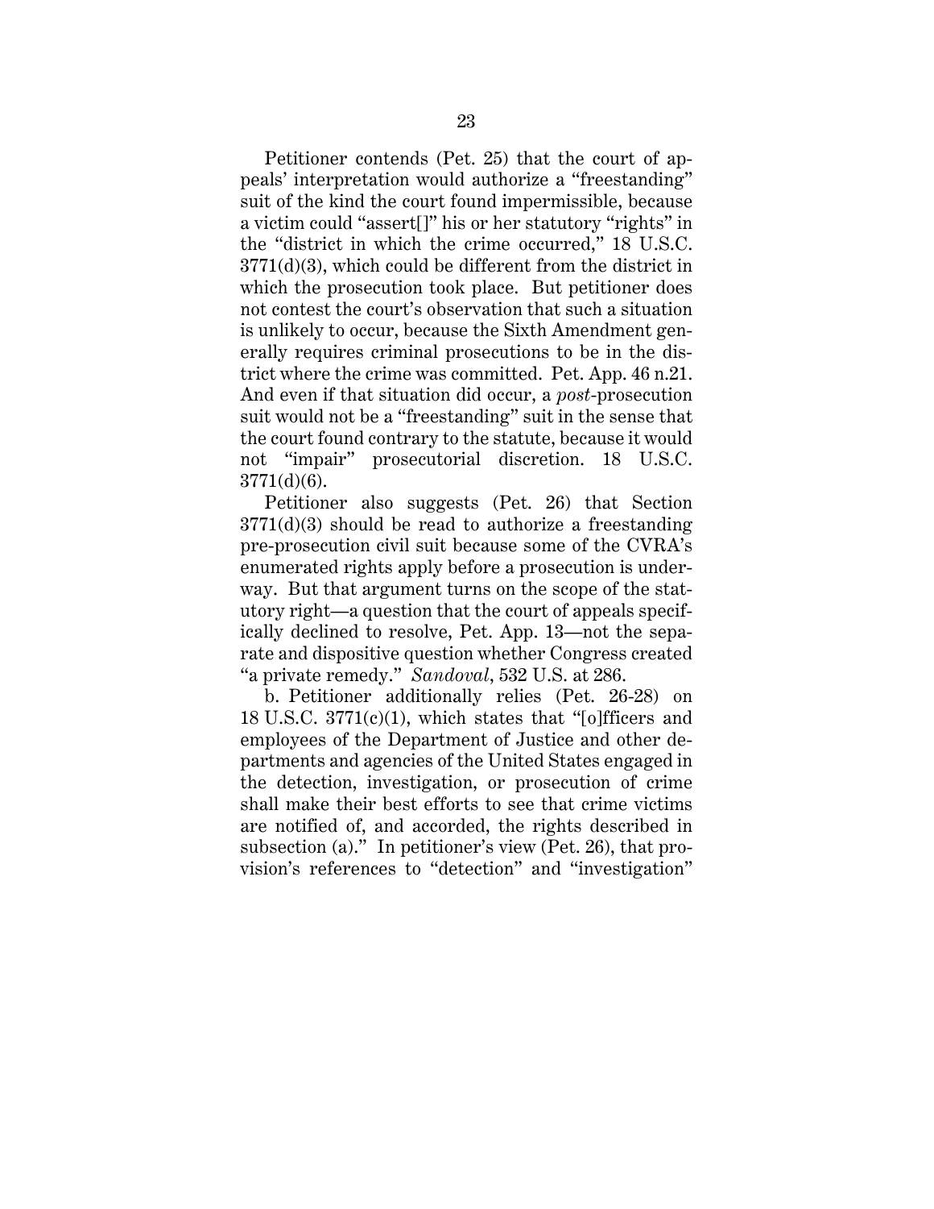Petitioner contends (Pet. 25) that the court of appeals' interpretation would authorize a "freestanding" suit of the kind the court found impermissible, because a victim could "assert[]" his or her statutory "rights" in the "district in which the crime occurred," 18 U.S.C. 3771(d)(3), which could be different from the district in which the prosecution took place. But petitioner does not contest the court's observation that such a situation is unlikely to occur, because the Sixth Amendment generally requires criminal prosecutions to be in the district where the crime was committed. Pet. App. 46 n.21. And even if that situation did occur, a *post*-prosecution suit would not be a "freestanding" suit in the sense that the court found contrary to the statute, because it would not "impair" prosecutorial discretion. 18 U.S.C. 3771(d)(6).

Petitioner also suggests (Pet. 26) that Section 3771(d)(3) should be read to authorize a freestanding pre-prosecution civil suit because some of the CVRA's enumerated rights apply before a prosecution is underway. But that argument turns on the scope of the statutory right—a question that the court of appeals specifically declined to resolve, Pet. App. 13—not the separate and dispositive question whether Congress created "a private remedy." *Sandoval*, 532 U.S. at 286.

b. Petitioner additionally relies (Pet. 26-28) on 18 U.S.C. 3771(c)(1), which states that "[o]fficers and employees of the Department of Justice and other departments and agencies of the United States engaged in the detection, investigation, or prosecution of crime shall make their best efforts to see that crime victims are notified of, and accorded, the rights described in subsection (a)." In petitioner's view (Pet. 26), that provision's references to "detection" and "investigation"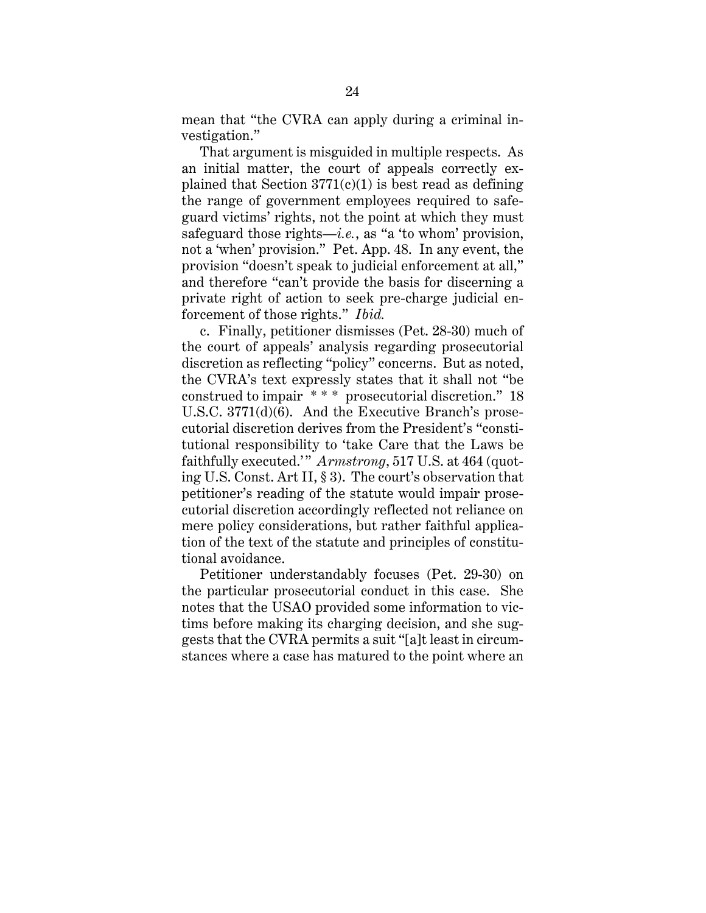mean that "the CVRA can apply during a criminal investigation."

That argument is misguided in multiple respects. As an initial matter, the court of appeals correctly explained that Section 3771(c)(1) is best read as defining the range of government employees required to safeguard victims' rights, not the point at which they must safeguard those rights—*i.e.*, as "a 'to whom' provision, not a 'when' provision." Pet. App. 48. In any event, the provision "doesn't speak to judicial enforcement at all," and therefore "can't provide the basis for discerning a private right of action to seek pre-charge judicial enforcement of those rights." *Ibid.*

c. Finally, petitioner dismisses (Pet. 28-30) much of the court of appeals' analysis regarding prosecutorial discretion as reflecting "policy" concerns. But as noted, the CVRA's text expressly states that it shall not "be construed to impair * * * prosecutorial discretion." 18 U.S.C. 3771(d)(6). And the Executive Branch's prosecutorial discretion derives from the President's "constitutional responsibility to 'take Care that the Laws be faithfully executed.'" *Armstrong*, 517 U.S. at 464 (quoting U.S. Const. Art II, § 3). The court's observation that petitioner's reading of the statute would impair prosecutorial discretion accordingly reflected not reliance on mere policy considerations, but rather faithful application of the text of the statute and principles of constitutional avoidance.

Petitioner understandably focuses (Pet. 29-30) on the particular prosecutorial conduct in this case. She notes that the USAO provided some information to victims before making its charging decision, and she suggests that the CVRA permits a suit "[a]t least in circumstances where a case has matured to the point where an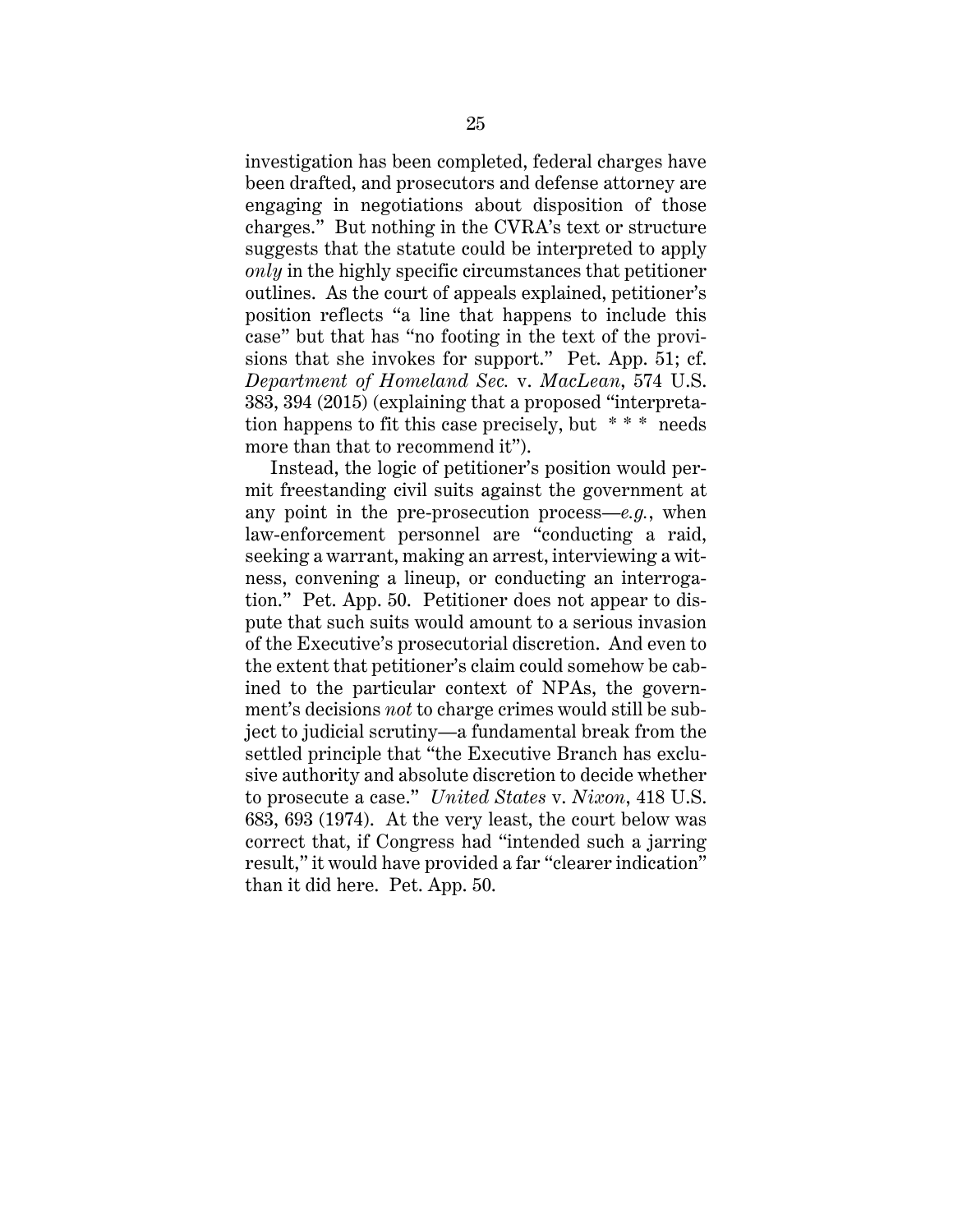investigation has been completed, federal charges have been drafted, and prosecutors and defense attorney are engaging in negotiations about disposition of those charges." But nothing in the CVRA's text or structure suggests that the statute could be interpreted to apply *only* in the highly specific circumstances that petitioner outlines. As the court of appeals explained, petitioner's position reflects "a line that happens to include this case" but that has "no footing in the text of the provisions that she invokes for support." Pet. App. 51; cf. *Department of Homeland Sec.* v. *MacLean*, 574 U.S. 383, 394 (2015) (explaining that a proposed "interpretation happens to fit this case precisely, but * * * needs more than that to recommend it").

Instead, the logic of petitioner's position would permit freestanding civil suits against the government at any point in the pre-prosecution process—*e.g.*, when law-enforcement personnel are "conducting a raid, seeking a warrant, making an arrest, interviewing a witness, convening a lineup, or conducting an interrogation." Pet. App. 50. Petitioner does not appear to dispute that such suits would amount to a serious invasion of the Executive's prosecutorial discretion. And even to the extent that petitioner's claim could somehow be cabined to the particular context of NPAs, the government's decisions *not* to charge crimes would still be subject to judicial scrutiny—a fundamental break from the settled principle that "the Executive Branch has exclusive authority and absolute discretion to decide whether to prosecute a case." *United States* v. *Nixon*, 418 U.S. 683, 693 (1974). At the very least, the court below was correct that, if Congress had "intended such a jarring result," it would have provided a far "clearer indication" than it did here. Pet. App. 50.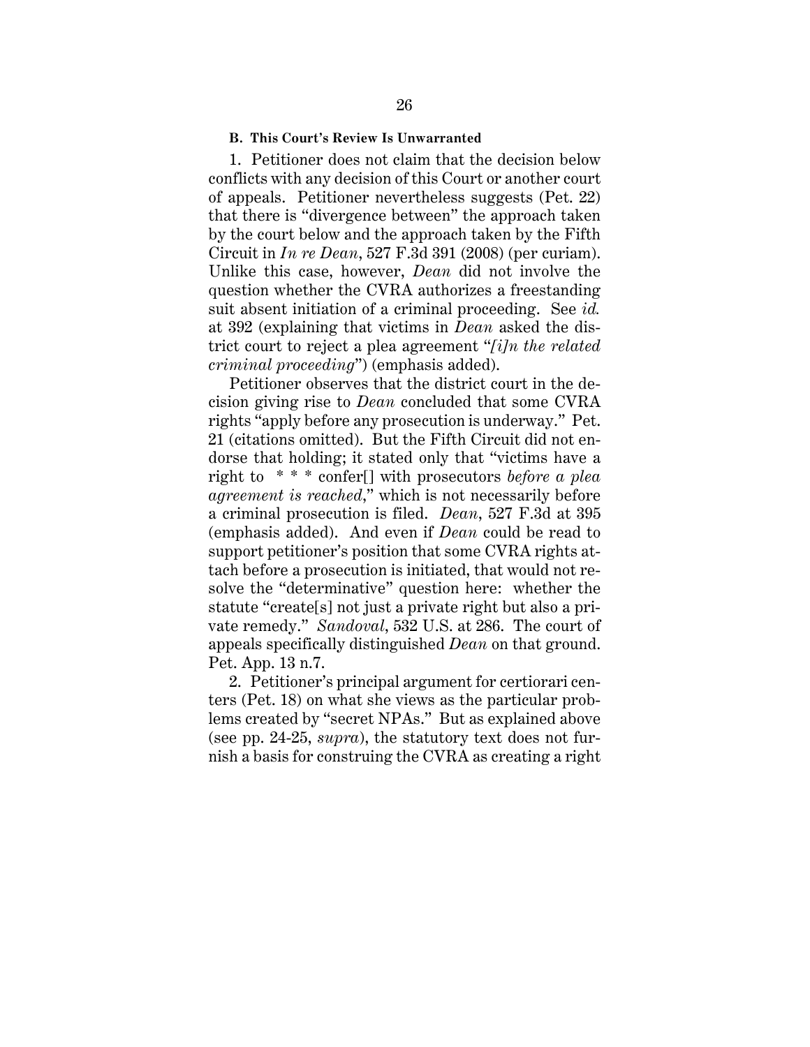### B. This Court's Review Is Unwarranted

1. Petitioner does not claim that the decision below conflicts with any decision of this Court or another court of appeals. Petitioner nevertheless suggests (Pet. 22) that there is "divergence between" the approach taken by the court below and the approach taken by the Fifth Circuit in *In re Dean*, 527 F.3d 391 (2008) (per curiam). Unlike this case, however, *Dean* did not involve the question whether the CVRA authorizes a freestanding suit absent initiation of a criminal proceeding. See *id.* at 392 (explaining that victims in *Dean* asked the district court to reject a plea agreement "*[i]n the related criminal proceeding*") (emphasis added).

Petitioner observes that the district court in the decision giving rise to *Dean* concluded that some CVRA rights "apply before any prosecution is underway." Pet. 21 (citations omitted). But the Fifth Circuit did not endorse that holding; it stated only that "victims have a right to * * * confer[] with prosecutors *before a plea agreement is reached*," which is not necessarily before a criminal prosecution is filed. *Dean*, 527 F.3d at 395 (emphasis added). And even if *Dean* could be read to support petitioner's position that some CVRA rights attach before a prosecution is initiated, that would not resolve the "determinative" question here: whether the statute "create[s] not just a private right but also a private remedy." *Sandoval*, 532 U.S. at 286. The court of appeals specifically distinguished *Dean* on that ground. Pet. App. 13 n.7.

2. Petitioner's principal argument for certiorari centers (Pet. 18) on what she views as the particular problems created by "secret NPAs." But as explained above (see pp. 24-25, *supra*), the statutory text does not furnish a basis for construing the CVRA as creating a right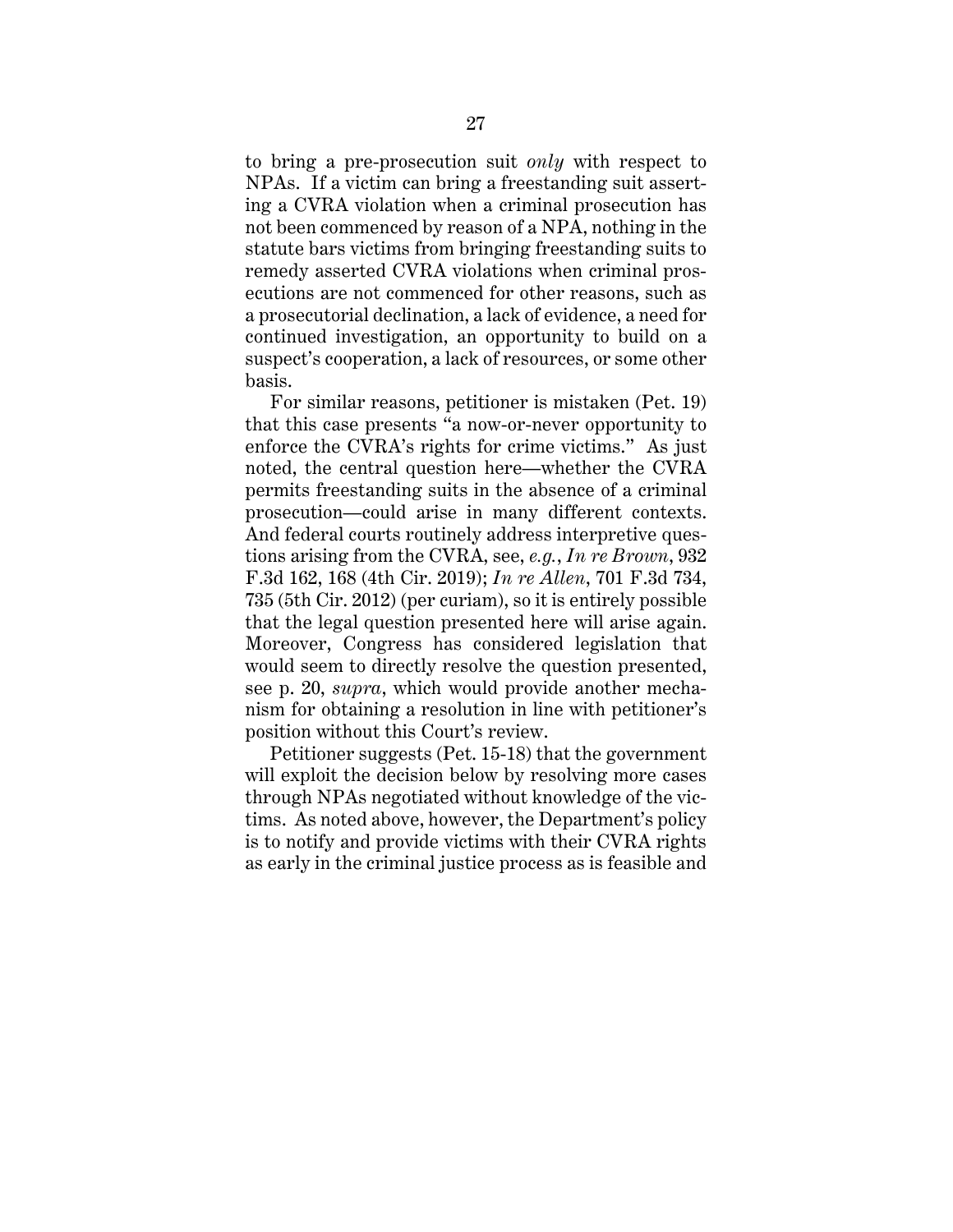to bring a pre-prosecution suit *only* with respect to NPAs. If a victim can bring a freestanding suit asserting a CVRA violation when a criminal prosecution has not been commenced by reason of a NPA, nothing in the statute bars victims from bringing freestanding suits to remedy asserted CVRA violations when criminal prosecutions are not commenced for other reasons, such as a prosecutorial declination, a lack of evidence, a need for continued investigation, an opportunity to build on a suspect's cooperation, a lack of resources, or some other basis.

For similar reasons, petitioner is mistaken (Pet. 19) that this case presents "a now-or-never opportunity to enforce the CVRA's rights for crime victims." As just noted, the central question here—whether the CVRA permits freestanding suits in the absence of a criminal prosecution—could arise in many different contexts. And federal courts routinely address interpretive questions arising from the CVRA, see, *e.g.*, *In re Brown*, 932 F.3d 162, 168 (4th Cir. 2019); *In re Allen*, 701 F.3d 734, 735 (5th Cir. 2012) (per curiam), so it is entirely possible that the legal question presented here will arise again. Moreover, Congress has considered legislation that would seem to directly resolve the question presented, see p. 20, *supra*, which would provide another mechanism for obtaining a resolution in line with petitioner's position without this Court's review.

Petitioner suggests (Pet. 15-18) that the government will exploit the decision below by resolving more cases through NPAs negotiated without knowledge of the victims. As noted above, however, the Department's policy is to notify and provide victims with their CVRA rights as early in the criminal justice process as is feasible and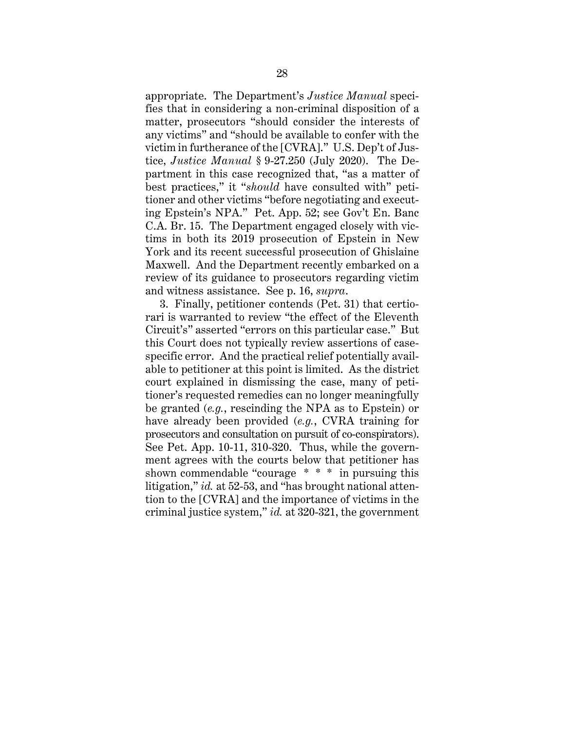appropriate. The Department's *Justice Manual* specifies that in considering a non-criminal disposition of a matter, prosecutors "should consider the interests of any victims" and "should be available to confer with the victim in furtherance of the [CVRA]." U.S. Dep't of Justice, *Justice Manual* § 9-27.250 (July 2020). The Department in this case recognized that, "as a matter of best practices," it "*should* have consulted with" petitioner and other victims "before negotiating and executing Epstein's NPA." Pet. App. 52; see Gov't En. Banc C.A. Br. 15. The Department engaged closely with victims in both its 2019 prosecution of Epstein in New York and its recent successful prosecution of Ghislaine Maxwell. And the Department recently embarked on a review of its guidance to prosecutors regarding victim and witness assistance. See p. 16, *supra*.

3. Finally, petitioner contends (Pet. 31) that certiorari is warranted to review "the effect of the Eleventh Circuit's" asserted "errors on this particular case." But this Court does not typically review assertions of case-specific error. And the practical relief potentially available to petitioner at this point is limited. As the district court explained in dismissing the case, many of petitioner's requested remedies can no longer meaningfully be granted (*e.g.*, rescinding the NPA as to Epstein) or have already been provided (*e.g.*, CVRA training for prosecutors and consultation on pursuit of co-conspirators). See Pet. App. 10-11, 310-320. Thus, while the government agrees with the courts below that petitioner has shown commendable "courage \* \* \* in pursuing this litigation," *id.* at 52-53, and "has brought national attention to the [CVRA] and the importance of victims in the criminal justice system," *id.* at 320-321, the government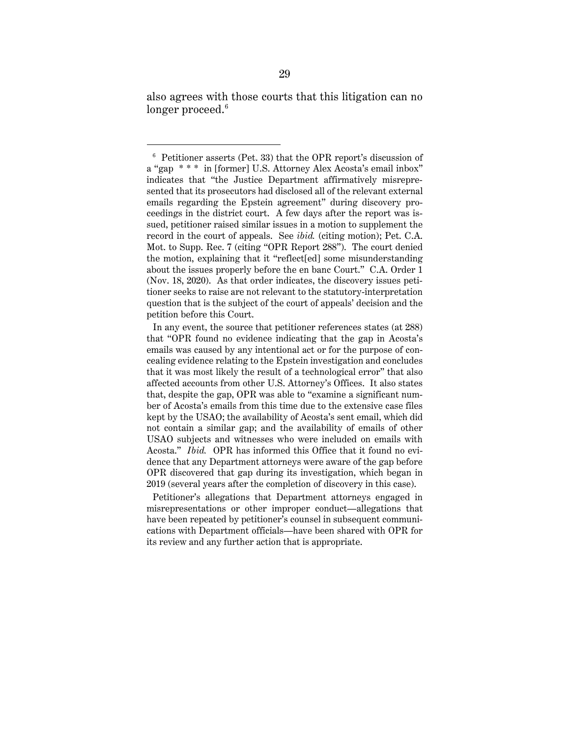also agrees with those courts that this litigation can no longer proceed.[6]

---

[6] Petitioner asserts (Pet. 33) that the OPR report's discussion of a "gap \* \* \* in [former] U.S. Attorney Alex Acosta's email inbox" indicates that "the Justice Department affirmatively misrepresented that its prosecutors had disclosed all of the relevant external emails regarding the Epstein agreement" during discovery proceedings in the district court. A few days after the report was issued, petitioner raised similar issues in a motion to supplement the record in the court of appeals. See *ibid.* (citing motion); Pet. C.A. Mot. to Supp. Rec. 7 (citing "OPR Report 288"). The court denied the motion, explaining that it "reflect[ed] some misunderstanding about the issues properly before the en banc Court." C.A. Order 1 (Nov. 18, 2020). As that order indicates, the discovery issues petitioner seeks to raise are not relevant to the statutory-interpretation question that is the subject of the court of appeals' decision and the petition before this Court.

In any event, the source that petitioner references states (at 288) that "OPR found no evidence indicating that the gap in Acosta's emails was caused by any intentional act or for the purpose of concealing evidence relating to the Epstein investigation and concludes that it was most likely the result of a technological error" that also affected accounts from other U.S. Attorney's Offices. It also states that, despite the gap, OPR was able to "examine a significant number of Acosta's emails from this time due to the extensive case files kept by the USAO; the availability of Acosta's sent email, which did not contain a similar gap; and the availability of emails of other USAO subjects and witnesses who were included on emails with Acosta." *Ibid.* OPR has informed this Office that it found no evidence that any Department attorneys were aware of the gap before OPR discovered that gap during its investigation, which began in 2019 (several years after the completion of discovery in this case).

Petitioner's allegations that Department attorneys engaged in misrepresentations or other improper conduct—allegations that have been repeated by petitioner's counsel in subsequent communications with Department officials—have been shared with OPR for its review and any further action that is appropriate.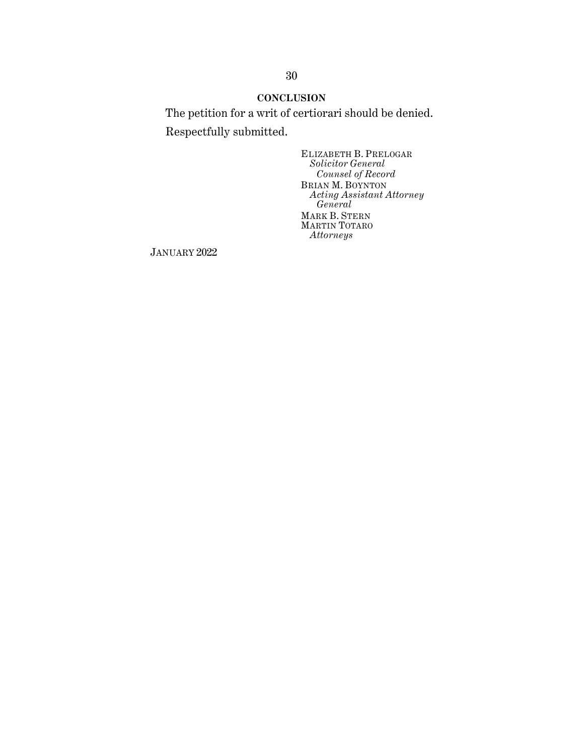## CONCLUSION

The petition for a writ of certiorari should be denied.

Respectfully submitted.

ELIZABETH B. PRELOGAR
*Solicitor General*
*Counsel of Record*
BRIAN M. BOYNTON
*Acting Assistant Attorney General*
MARK B. STERN
MARTIN TOTARO
*Attorneys*

JANUARY 2022